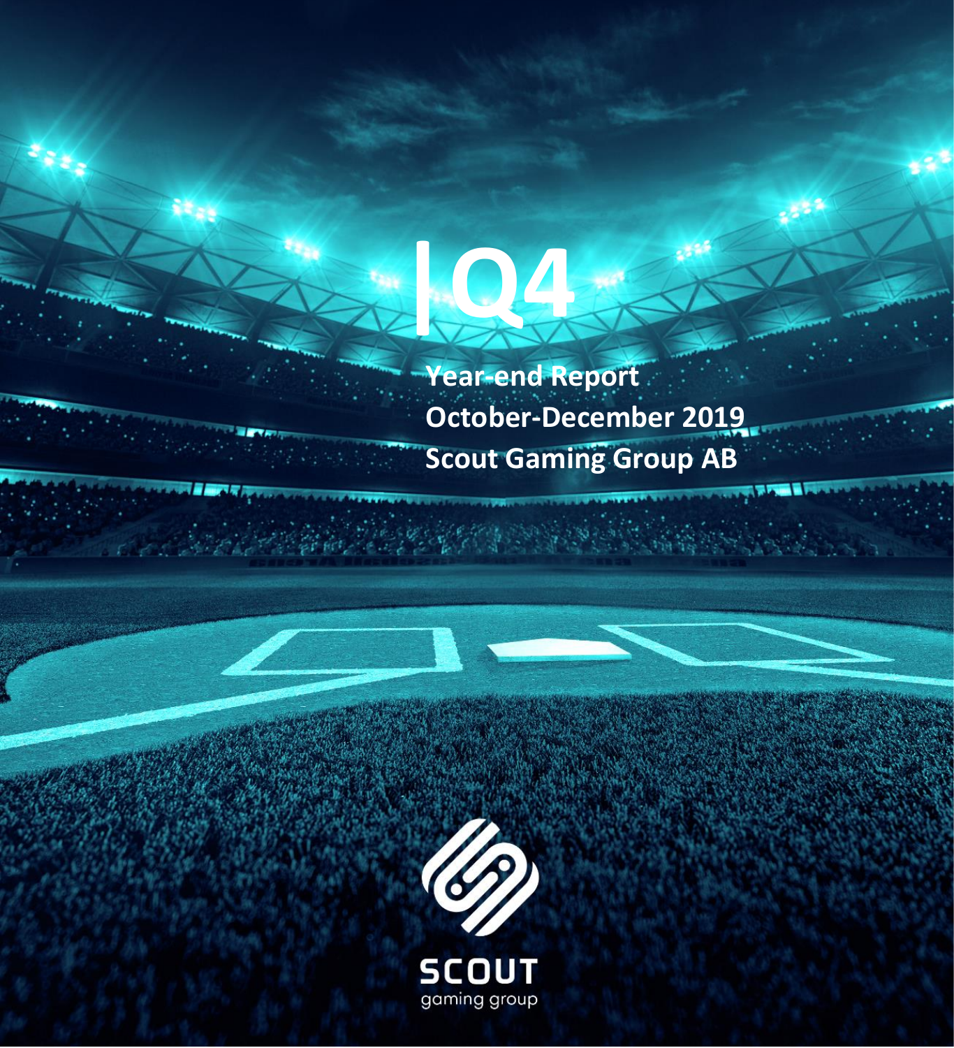# Q4

**Year-end Report**
**October-December 2019**
**Scout Gaming Group AB**

SCOUT
gaming group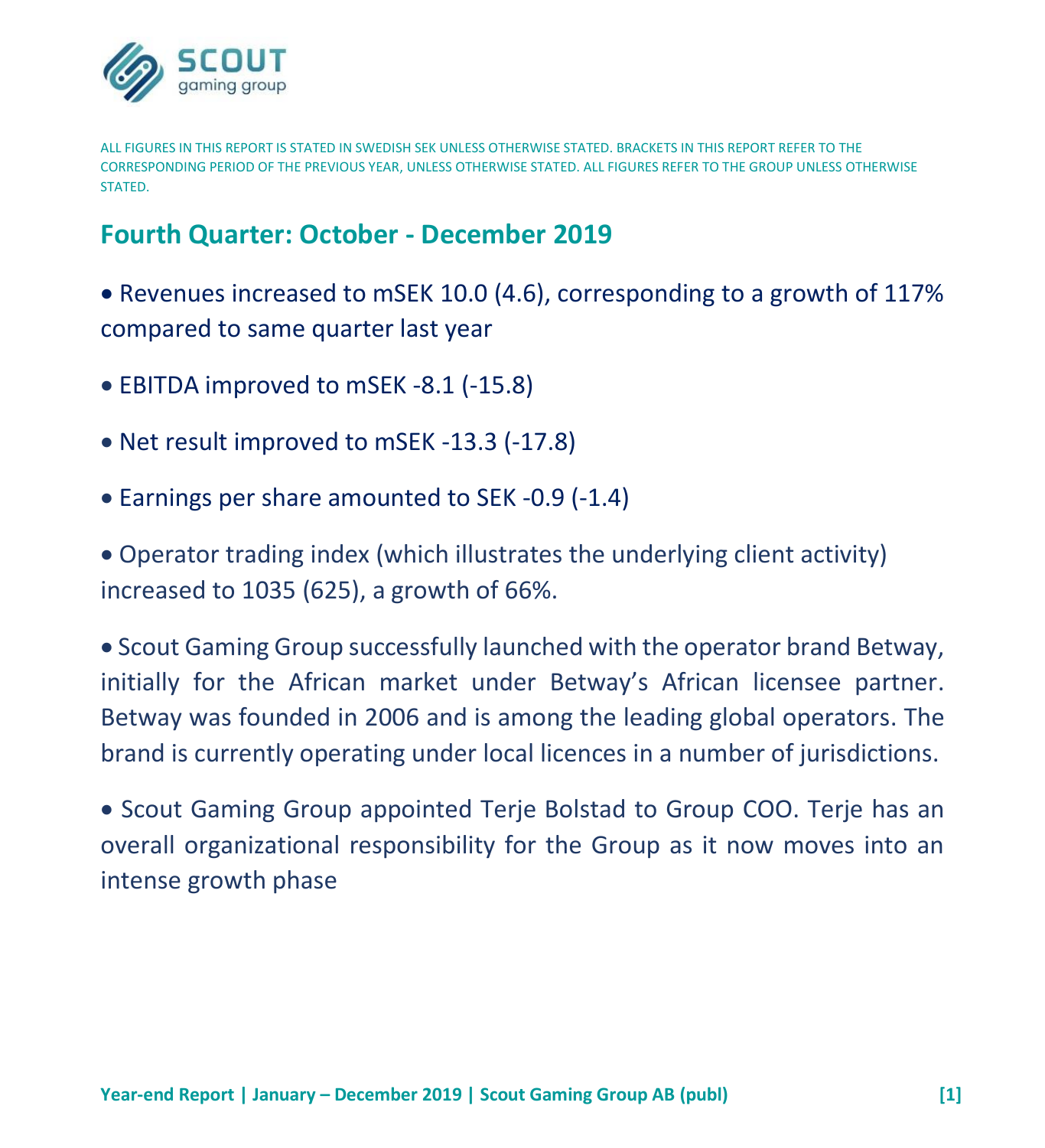ALL FIGURES IN THIS REPORT IS STATED IN SWEDISH SEK UNLESS OTHERWISE STATED. BRACKETS IN THIS REPORT REFER TO THE CORRESPONDING PERIOD OF THE PREVIOUS YEAR, UNLESS OTHERWISE STATED. ALL FIGURES REFER TO THE GROUP UNLESS OTHERWISE STATED.

## Fourth Quarter: October - December 2019

- Revenues increased to mSEK 10.0 (4.6), corresponding to a growth of 117% compared to same quarter last year
- EBITDA improved to mSEK -8.1 (-15.8)
- Net result improved to mSEK -13.3 (-17.8)
- Earnings per share amounted to SEK -0.9 (-1.4)
- Operator trading index (which illustrates the underlying client activity) increased to 1035 (625), a growth of 66%.
- Scout Gaming Group successfully launched with the operator brand Betway, initially for the African market under Betway's African licensee partner. Betway was founded in 2006 and is among the leading global operators. The brand is currently operating under local licences in a number of jurisdictions.
- Scout Gaming Group appointed Terje Bolstad to Group COO. Terje has an overall organizational responsibility for the Group as it now moves into an intense growth phase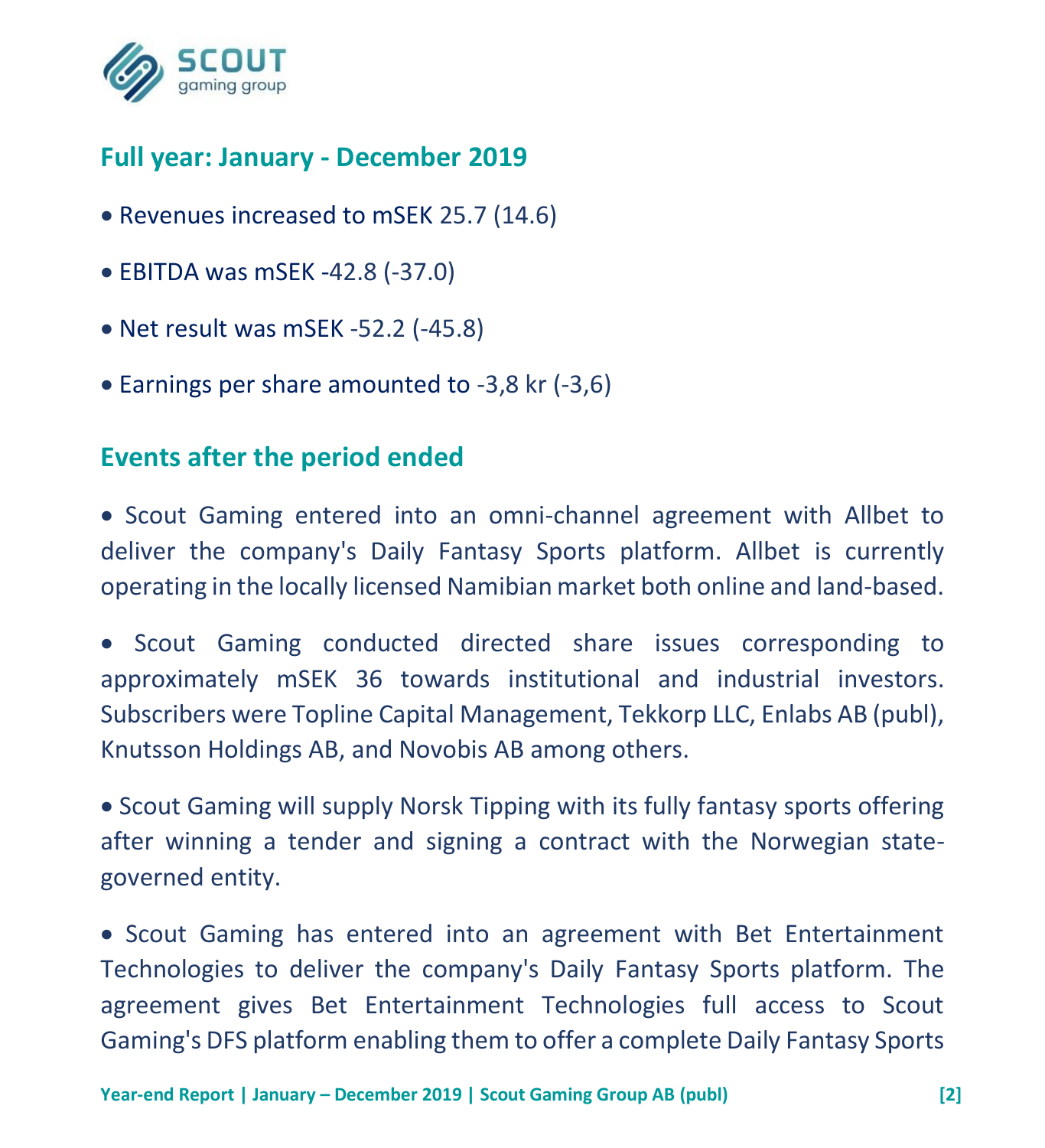## Full year: January - December 2019

- Revenues increased to mSEK 25.7 (14.6)
- EBITDA was mSEK -42.8 (-37.0)
- Net result was mSEK -52.2 (-45.8)
- Earnings per share amounted to -3,8 kr (-3,6)

## Events after the period ended

- Scout Gaming entered into an omni-channel agreement with Allbet to deliver the company's Daily Fantasy Sports platform. Allbet is currently operating in the locally licensed Namibian market both online and land-based.
- Scout Gaming conducted directed share issues corresponding to approximately mSEK 36 towards institutional and industrial investors. Subscribers were Topline Capital Management, Tekkorp LLC, Enlabs AB (publ), Knutsson Holdings AB, and Novobis AB among others.
- Scout Gaming will supply Norsk Tipping with its fully fantasy sports offering after winning a tender and signing a contract with the Norwegian state-governed entity.
- Scout Gaming has entered into an agreement with Bet Entertainment Technologies to deliver the company's Daily Fantasy Sports platform. The agreement gives Bet Entertainment Technologies full access to Scout Gaming's DFS platform enabling them to offer a complete Daily Fantasy Sports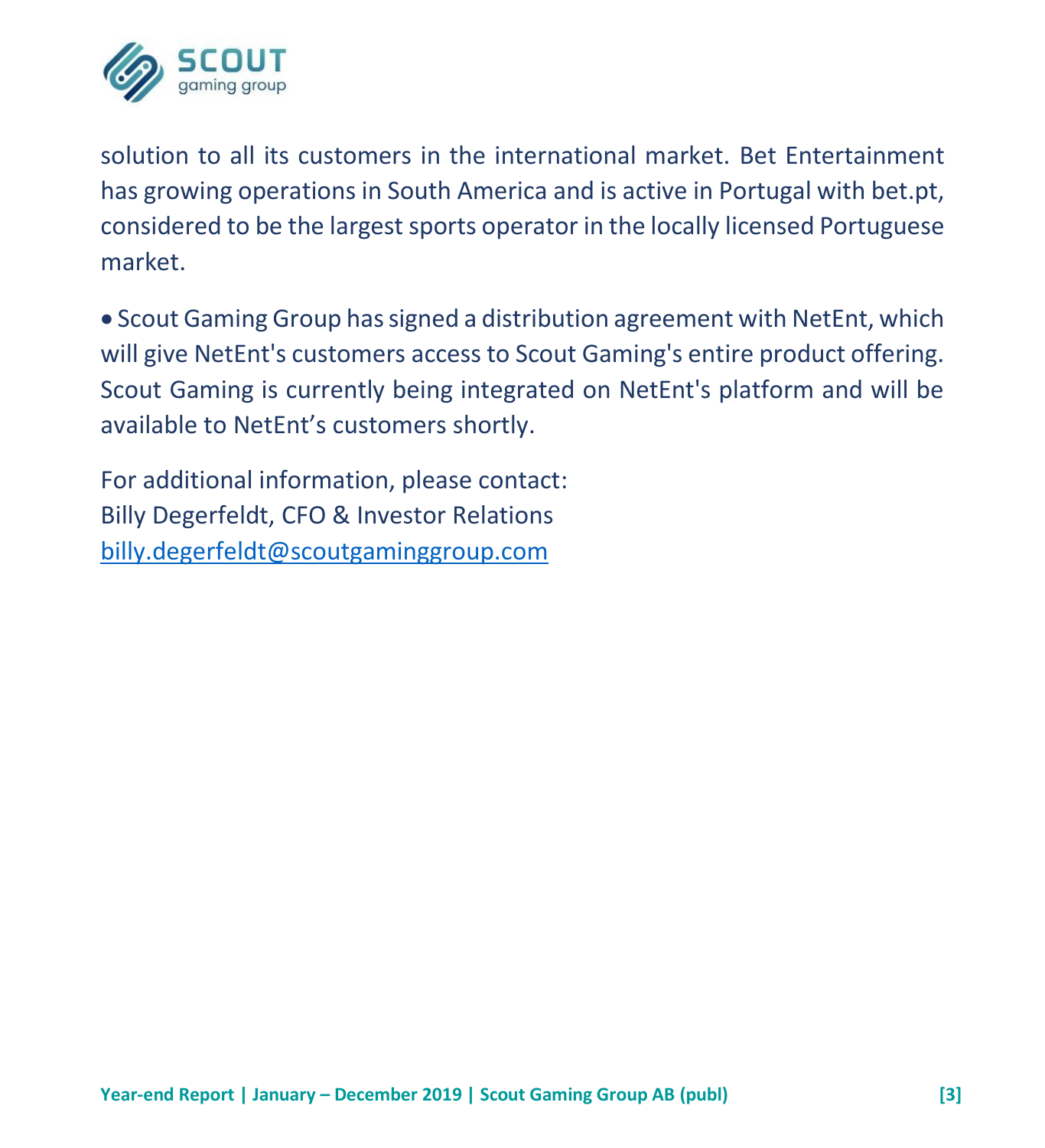solution to all its customers in the international market. Bet Entertainment has growing operations in South America and is active in Portugal with bet.pt, considered to be the largest sports operator in the locally licensed Portuguese market.

- Scout Gaming Group has signed a distribution agreement with NetEnt, which will give NetEnt's customers access to Scout Gaming's entire product offering. Scout Gaming is currently being integrated on NetEnt's platform and will be available to NetEnt's customers shortly.

For additional information, please contact:
Billy Degerfeldt, CFO & Investor Relations
billy.degerfeldt@scoutgaminggroup.com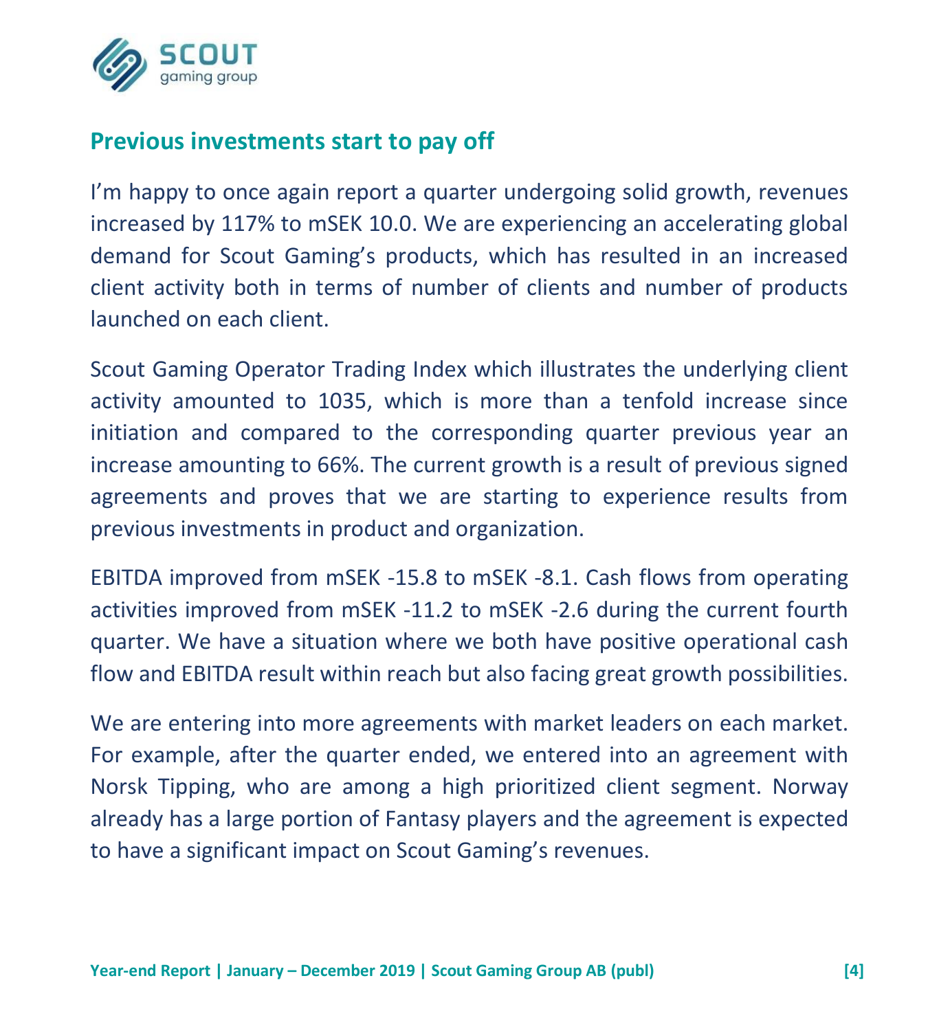## Previous investments start to pay off

I'm happy to once again report a quarter undergoing solid growth, revenues increased by 117% to mSEK 10.0. We are experiencing an accelerating global demand for Scout Gaming's products, which has resulted in an increased client activity both in terms of number of clients and number of products launched on each client.

Scout Gaming Operator Trading Index which illustrates the underlying client activity amounted to 1035, which is more than a tenfold increase since initiation and compared to the corresponding quarter previous year an increase amounting to 66%. The current growth is a result of previous signed agreements and proves that we are starting to experience results from previous investments in product and organization.

EBITDA improved from mSEK -15.8 to mSEK -8.1. Cash flows from operating activities improved from mSEK -11.2 to mSEK -2.6 during the current fourth quarter. We have a situation where we both have positive operational cash flow and EBITDA result within reach but also facing great growth possibilities.

We are entering into more agreements with market leaders on each market. For example, after the quarter ended, we entered into an agreement with Norsk Tipping, who are among a high prioritized client segment. Norway already has a large portion of Fantasy players and the agreement is expected to have a significant impact on Scout Gaming's revenues.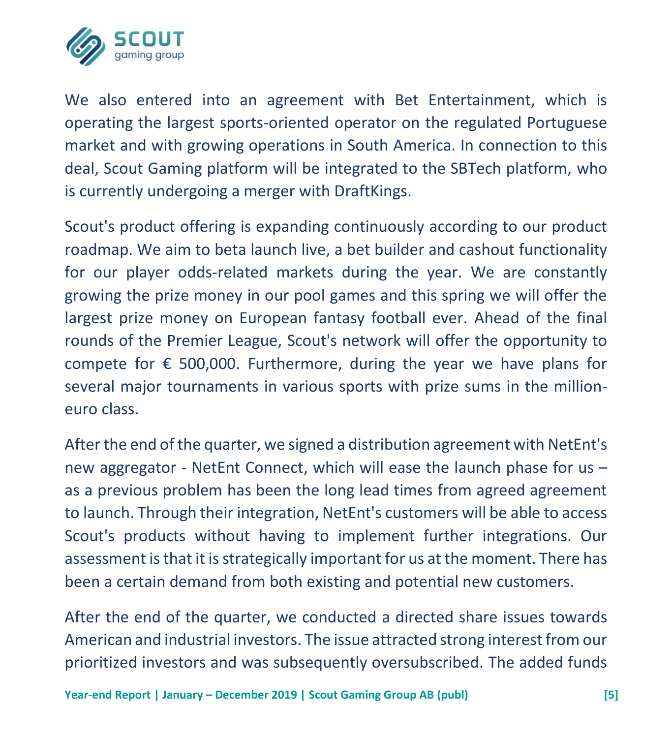We also entered into an agreement with Bet Entertainment, which is operating the largest sports-oriented operator on the regulated Portuguese market and with growing operations in South America. In connection to this deal, Scout Gaming platform will be integrated to the SBTech platform, who is currently undergoing a merger with DraftKings.

Scout's product offering is expanding continuously according to our product roadmap. We aim to beta launch live, a bet builder and cashout functionality for our player odds-related markets during the year. We are constantly growing the prize money in our pool games and this spring we will offer the largest prize money on European fantasy football ever. Ahead of the final rounds of the Premier League, Scout's network will offer the opportunity to compete for € 500,000. Furthermore, during the year we have plans for several major tournaments in various sports with prize sums in the million-euro class.

After the end of the quarter, we signed a distribution agreement with NetEnt's new aggregator - NetEnt Connect, which will ease the launch phase for us – as a previous problem has been the long lead times from agreed agreement to launch. Through their integration, NetEnt's customers will be able to access Scout's products without having to implement further integrations. Our assessment is that it is strategically important for us at the moment. There has been a certain demand from both existing and potential new customers.

After the end of the quarter, we conducted a directed share issues towards American and industrial investors. The issue attracted strong interest from our prioritized investors and was subsequently oversubscribed. The added funds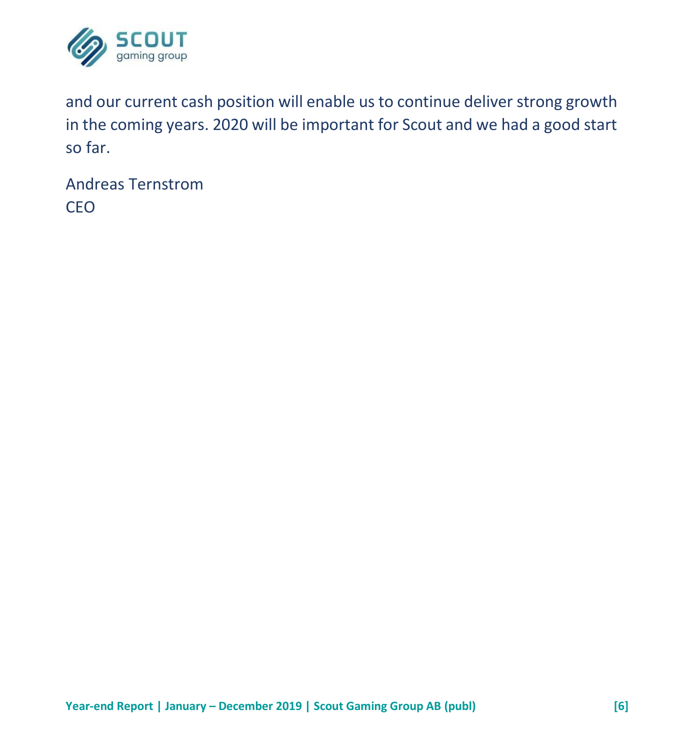and our current cash position will enable us to continue deliver strong growth in the coming years. 2020 will be important for Scout and we had a good start so far.

Andreas Ternstrom
CEO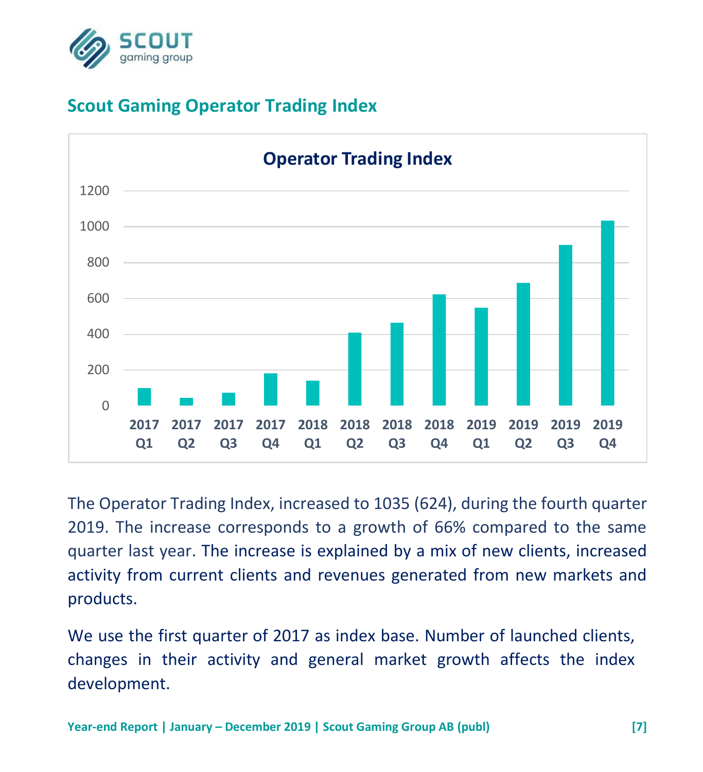## Scout Gaming Operator Trading Index

The Operator Trading Index, increased to 1035 (624), during the fourth quarter 2019. The increase corresponds to a growth of 66% compared to the same quarter last year. The increase is explained by a mix of new clients, increased activity from current clients and revenues generated from new markets and products.

We use the first quarter of 2017 as index base. Number of launched clients, changes in their activity and general market growth affects the index development.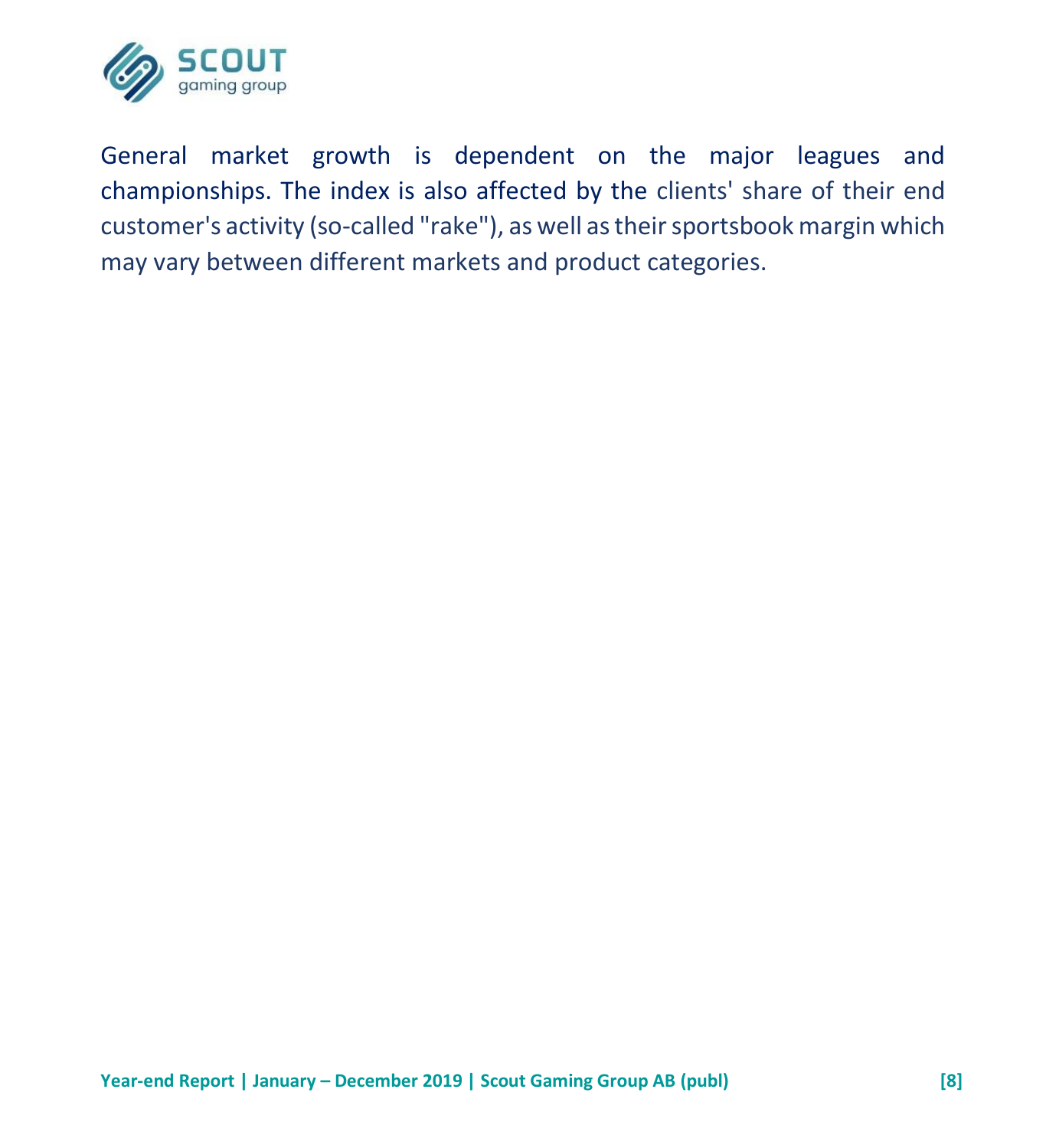General market growth is dependent on the major leagues and championships. The index is also affected by the clients' share of their end customer's activity (so-called "rake"), as well as their sportsbook margin which may vary between different markets and product categories.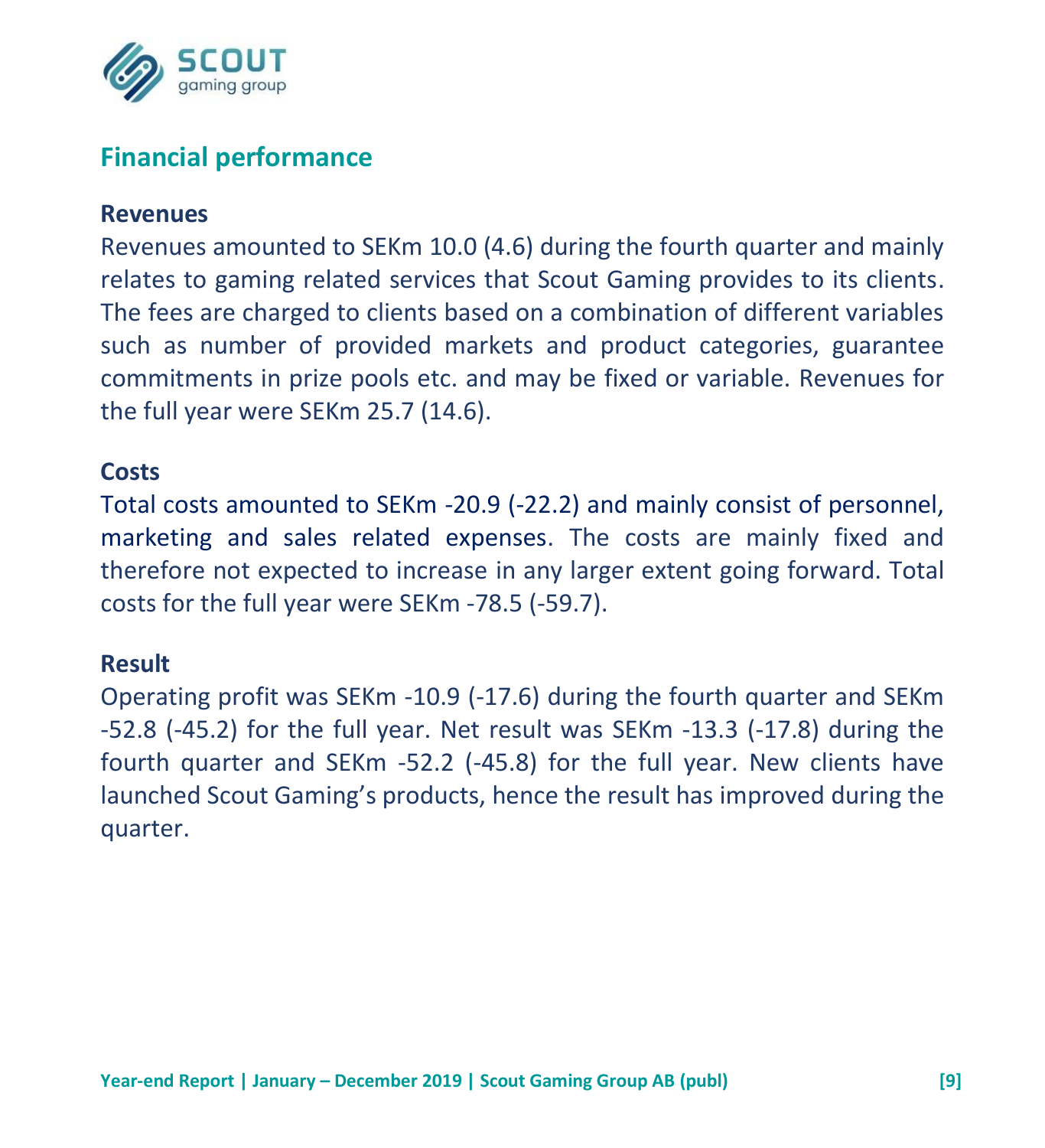## Financial performance

### Revenues

Revenues amounted to SEKm 10.0 (4.6) during the fourth quarter and mainly relates to gaming related services that Scout Gaming provides to its clients. The fees are charged to clients based on a combination of different variables such as number of provided markets and product categories, guarantee commitments in prize pools etc. and may be fixed or variable. Revenues for the full year were SEKm 25.7 (14.6).

### Costs

Total costs amounted to SEKm -20.9 (-22.2) and mainly consist of personnel, marketing and sales related expenses. The costs are mainly fixed and therefore not expected to increase in any larger extent going forward. Total costs for the full year were SEKm -78.5 (-59.7).

### Result

Operating profit was SEKm -10.9 (-17.6) during the fourth quarter and SEKm -52.8 (-45.2) for the full year. Net result was SEKm -13.3 (-17.8) during the fourth quarter and SEKm -52.2 (-45.8) for the full year. New clients have launched Scout Gaming's products, hence the result has improved during the quarter.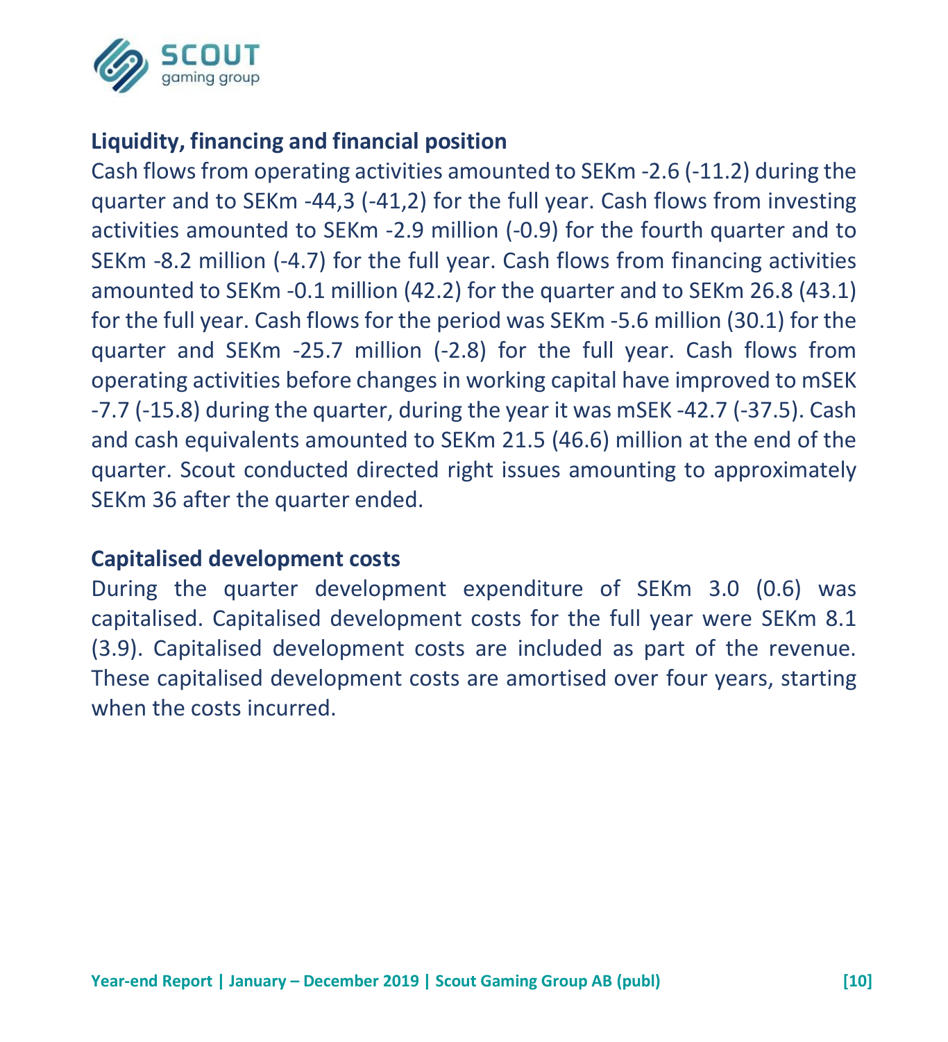## Liquidity, financing and financial position

Cash flows from operating activities amounted to SEKm -2.6 (-11.2) during the quarter and to SEKm -44,3 (-41,2) for the full year. Cash flows from investing activities amounted to SEKm -2.9 million (-0.9) for the fourth quarter and to SEKm -8.2 million (-4.7) for the full year. Cash flows from financing activities amounted to SEKm -0.1 million (42.2) for the quarter and to SEKm 26.8 (43.1) for the full year. Cash flows for the period was SEKm -5.6 million (30.1) for the quarter and SEKm -25.7 million (-2.8) for the full year. Cash flows from operating activities before changes in working capital have improved to mSEK -7.7 (-15.8) during the quarter, during the year it was mSEK -42.7 (-37.5). Cash and cash equivalents amounted to SEKm 21.5 (46.6) million at the end of the quarter. Scout conducted directed right issues amounting to approximately SEKm 36 after the quarter ended.

## Capitalised development costs

During the quarter development expenditure of SEKm 3.0 (0.6) was capitalised. Capitalised development costs for the full year were SEKm 8.1 (3.9). Capitalised development costs are included as part of the revenue. These capitalised development costs are amortised over four years, starting when the costs incurred.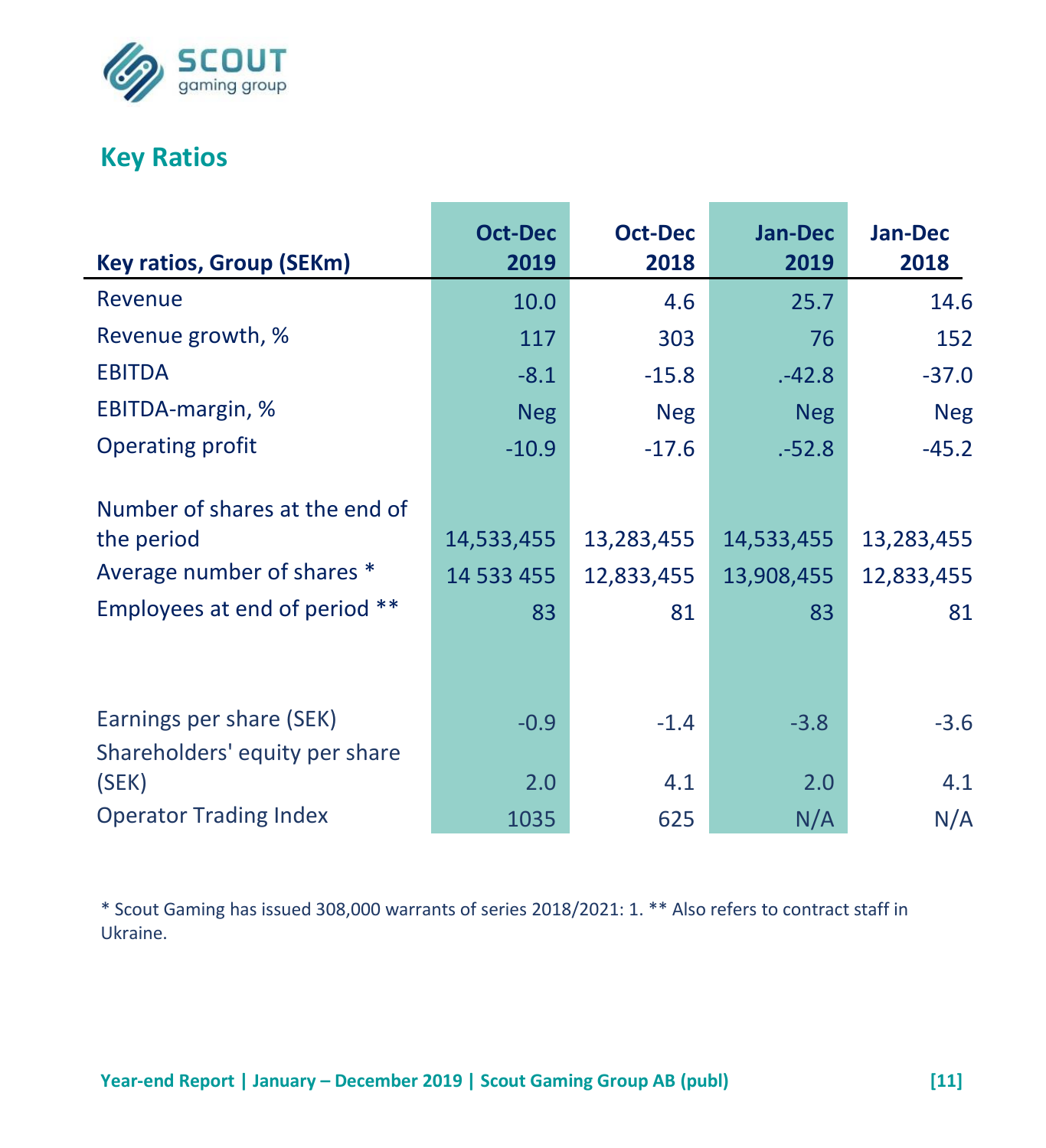## Key Ratios

| Key ratios, Group (SEKm) | Oct-Dec 2019 | Oct-Dec 2018 | Jan-Dec 2019 | Jan-Dec 2018 |
|---|---|---|---|---|
| Revenue | 10.0 | 4.6 | 25.7 | 14.6 |
| Revenue growth, % | 117 | 303 | 76 | 152 |
| EBITDA | -8.1 | -15.8 | .-42.8 | -37.0 |
| EBITDA-margin, % | Neg | Neg | Neg | Neg |
| Operating profit | -10.9 | -17.6 | .-52.8 | -45.2 |
| | | | | |
| Number of shares at the end of the period | 14,533,455 | 13,283,455 | 14,533,455 | 13,283,455 |
| Average number of shares * | 14 533 455 | 12,833,455 | 13,908,455 | 12,833,455 |
| Employees at end of period ** | 83 | 81 | 83 | 81 |
| | | | | |
| Earnings per share (SEK) | -0.9 | -1.4 | -3.8 | -3.6 |
| Shareholders' equity per share (SEK) | 2.0 | 4.1 | 2.0 | 4.1 |
| Operator Trading Index | 1035 | 625 | N/A | N/A |

* Scout Gaming has issued 308,000 warrants of series 2018/2021: 1. ** Also refers to contract staff in Ukraine.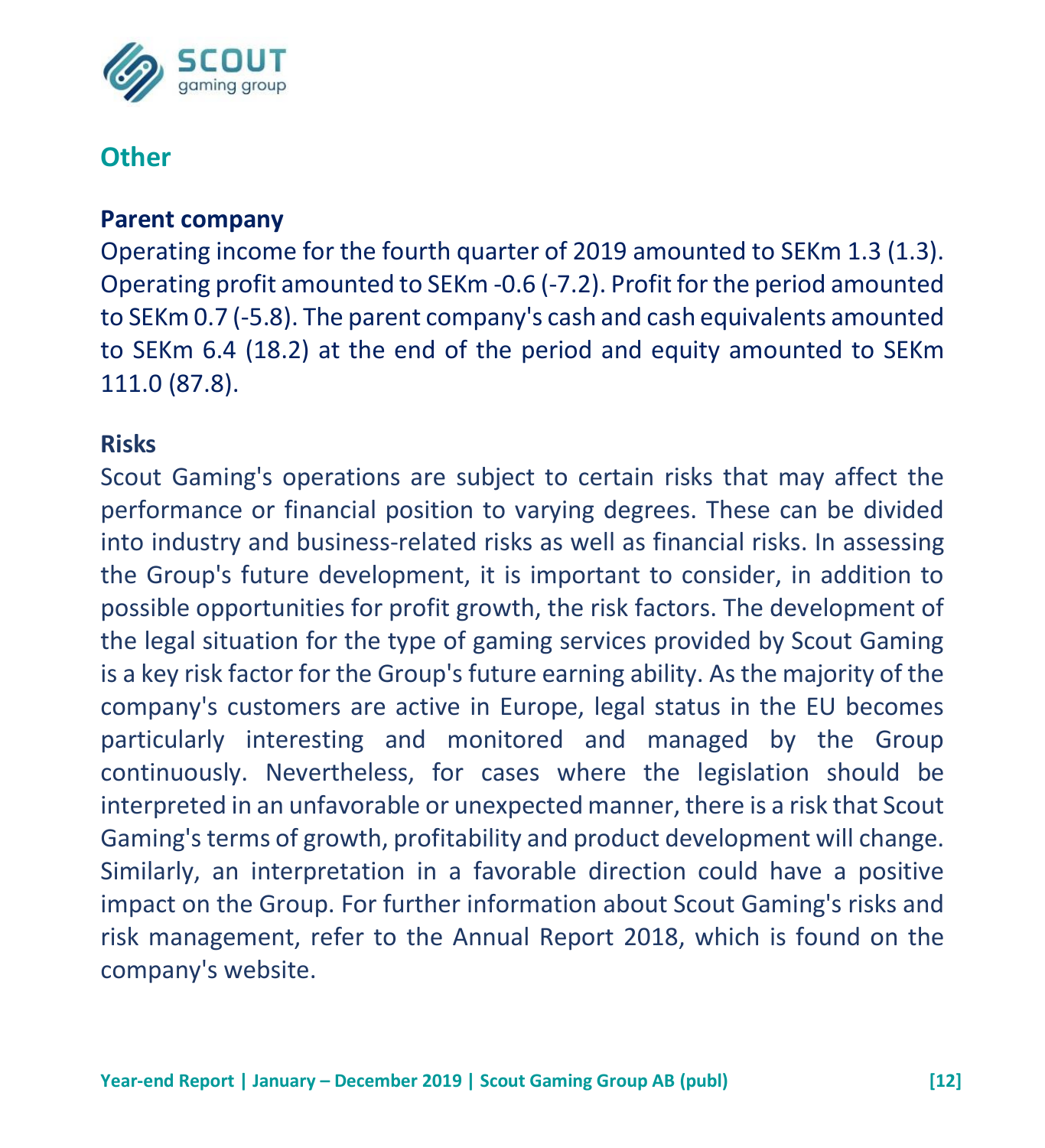## Other

### Parent company

Operating income for the fourth quarter of 2019 amounted to SEKm 1.3 (1.3). Operating profit amounted to SEKm -0.6 (-7.2). Profit for the period amounted to SEKm 0.7 (-5.8). The parent company's cash and cash equivalents amounted to SEKm 6.4 (18.2) at the end of the period and equity amounted to SEKm 111.0 (87.8).

### Risks

Scout Gaming's operations are subject to certain risks that may affect the performance or financial position to varying degrees. These can be divided into industry and business-related risks as well as financial risks. In assessing the Group's future development, it is important to consider, in addition to possible opportunities for profit growth, the risk factors. The development of the legal situation for the type of gaming services provided by Scout Gaming is a key risk factor for the Group's future earning ability. As the majority of the company's customers are active in Europe, legal status in the EU becomes particularly interesting and monitored and managed by the Group continuously. Nevertheless, for cases where the legislation should be interpreted in an unfavorable or unexpected manner, there is a risk that Scout Gaming's terms of growth, profitability and product development will change. Similarly, an interpretation in a favorable direction could have a positive impact on the Group. For further information about Scout Gaming's risks and risk management, refer to the Annual Report 2018, which is found on the company's website.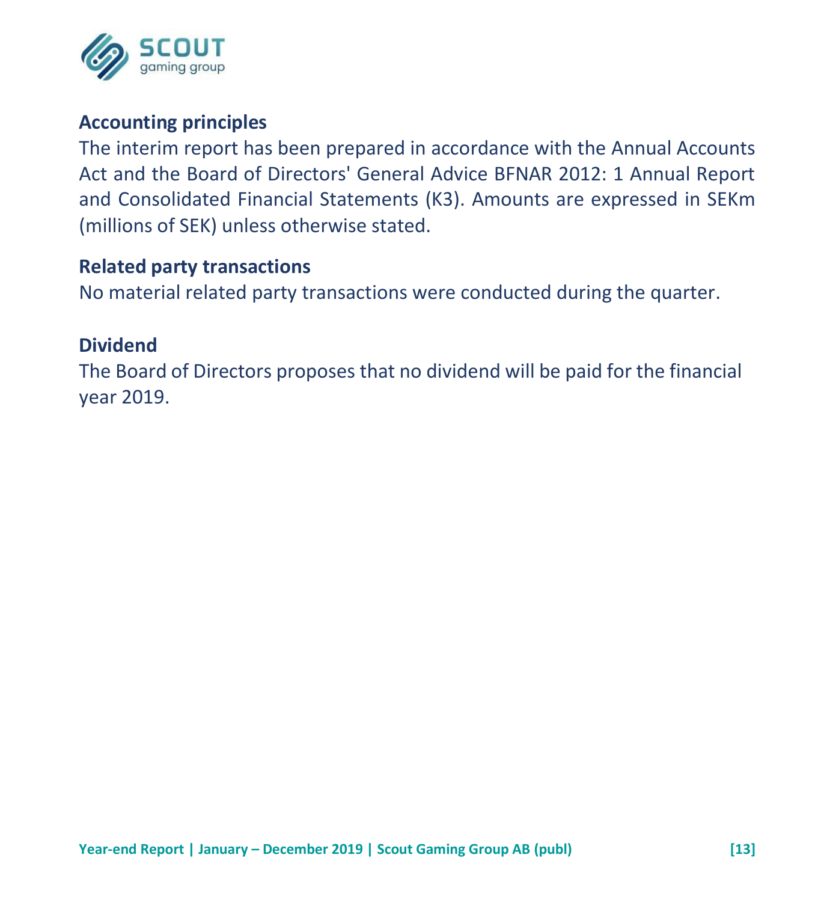## Accounting principles

The interim report has been prepared in accordance with the Annual Accounts Act and the Board of Directors' General Advice BFNAR 2012: 1 Annual Report and Consolidated Financial Statements (K3). Amounts are expressed in SEKm (millions of SEK) unless otherwise stated.

## Related party transactions

No material related party transactions were conducted during the quarter.

## Dividend

The Board of Directors proposes that no dividend will be paid for the financial year 2019.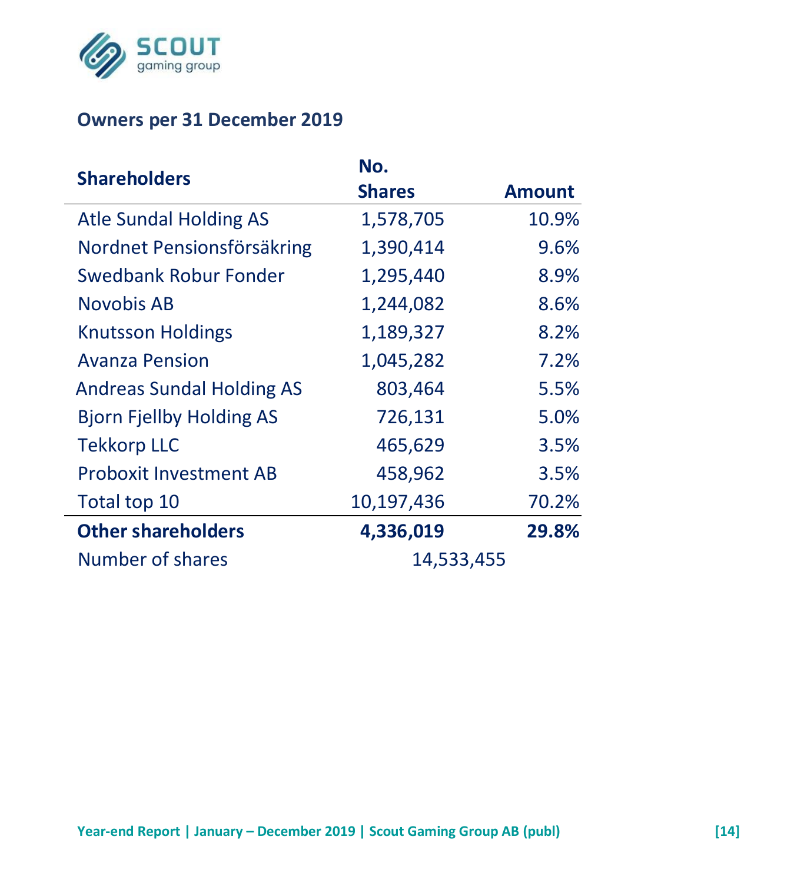## Owners per 31 December 2019

| Shareholders | No. Shares | Amount |
|---|---|---|
| Atle Sundal Holding AS | 1,578,705 | 10.9% |
| Nordnet Pensionsförsäkring | 1,390,414 | 9.6% |
| Swedbank Robur Fonder | 1,295,440 | 8.9% |
| Novobis AB | 1,244,082 | 8.6% |
| Knutsson Holdings | 1,189,327 | 8.2% |
| Avanza Pension | 1,045,282 | 7.2% |
| Andreas Sundal Holding AS | 803,464 | 5.5% |
| Bjorn Fjellby Holding AS | 726,131 | 5.0% |
| Tekkorp LLC | 465,629 | 3.5% |
| Proboxit Investment AB | 458,962 | 3.5% |
| Total top 10 | 10,197,436 | 70.2% |
| **Other shareholders** | **4,336,019** | **29.8%** |
| Number of shares | 14,533,455 | |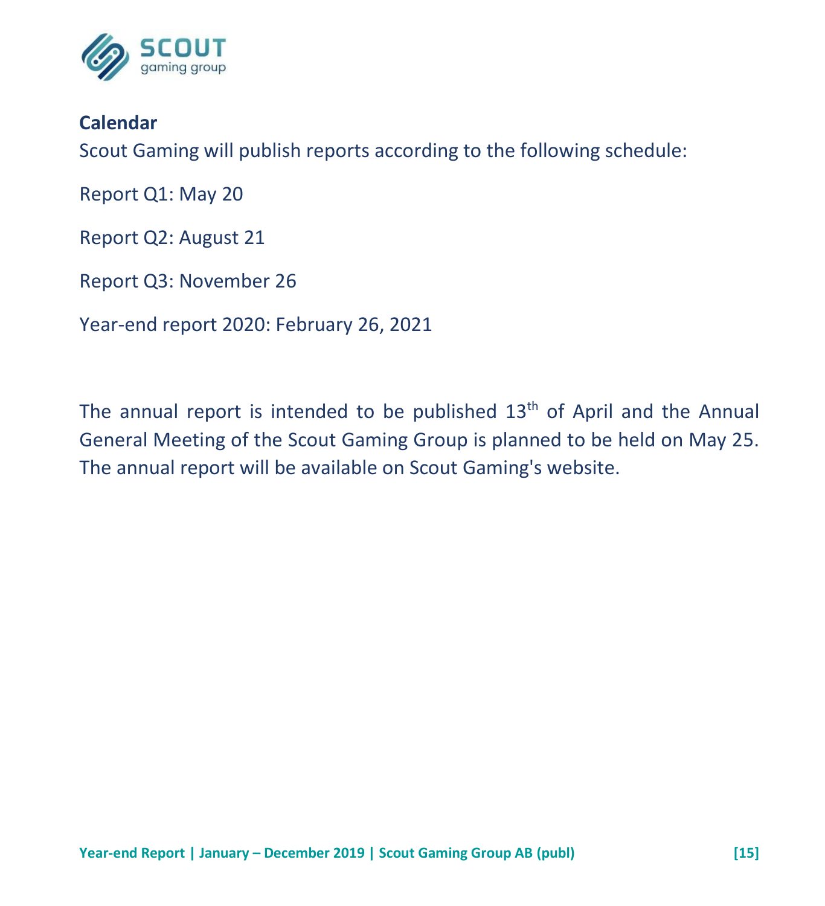## Calendar

Scout Gaming will publish reports according to the following schedule:

Report Q1: May 20

Report Q2: August 21

Report Q3: November 26

Year-end report 2020: February 26, 2021

The annual report is intended to be published 13th of April and the Annual General Meeting of the Scout Gaming Group is planned to be held on May 25. The annual report will be available on Scout Gaming's website.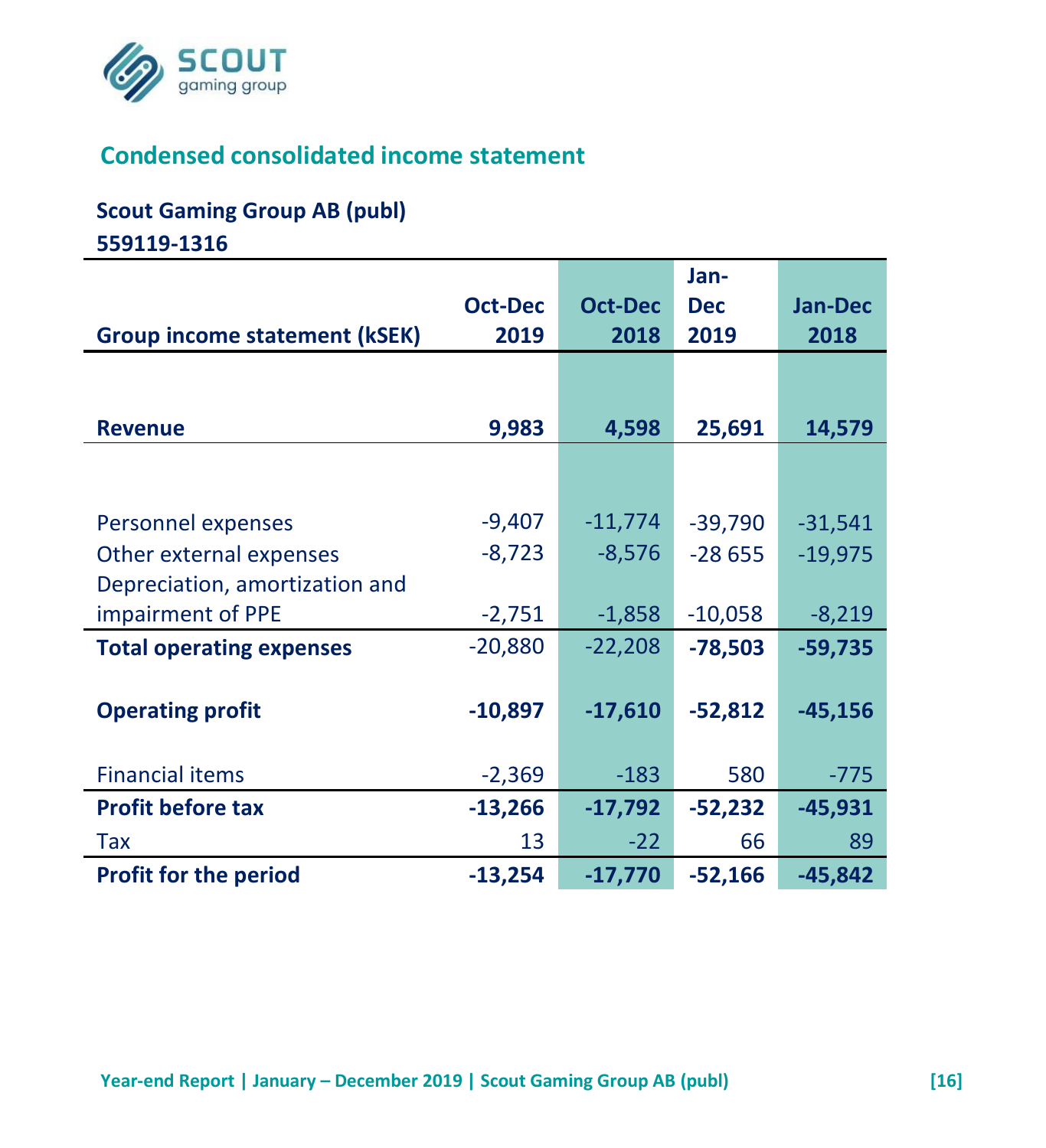## Condensed consolidated income statement

**Scout Gaming Group AB (publ)**
**559119-1316**

| Group income statement (kSEK) | Oct-Dec 2019 | Oct-Dec 2018 | Jan-Dec 2019 | Jan-Dec 2018 |
|---|---|---|---|---|
| **Revenue** | **9,983** | **4,598** | **25,691** | **14,579** |
| Personnel expenses | -9,407 | -11,774 | -39,790 | -31,541 |
| Other external expenses | -8,723 | -8,576 | -28 655 | -19,975 |
| Depreciation, amortization and impairment of PPE | -2,751 | -1,858 | -10,058 | -8,219 |
| **Total operating expenses** | -20,880 | -22,208 | **-78,503** | **-59,735** |
| **Operating profit** | **-10,897** | **-17,610** | **-52,812** | **-45,156** |
| Financial items | -2,369 | -183 | 580 | -775 |
| **Profit before tax** | **-13,266** | **-17,792** | **-52,232** | **-45,931** |
| Tax | 13 | -22 | 66 | 89 |
| **Profit for the period** | **-13,254** | **-17,770** | **-52,166** | **-45,842** |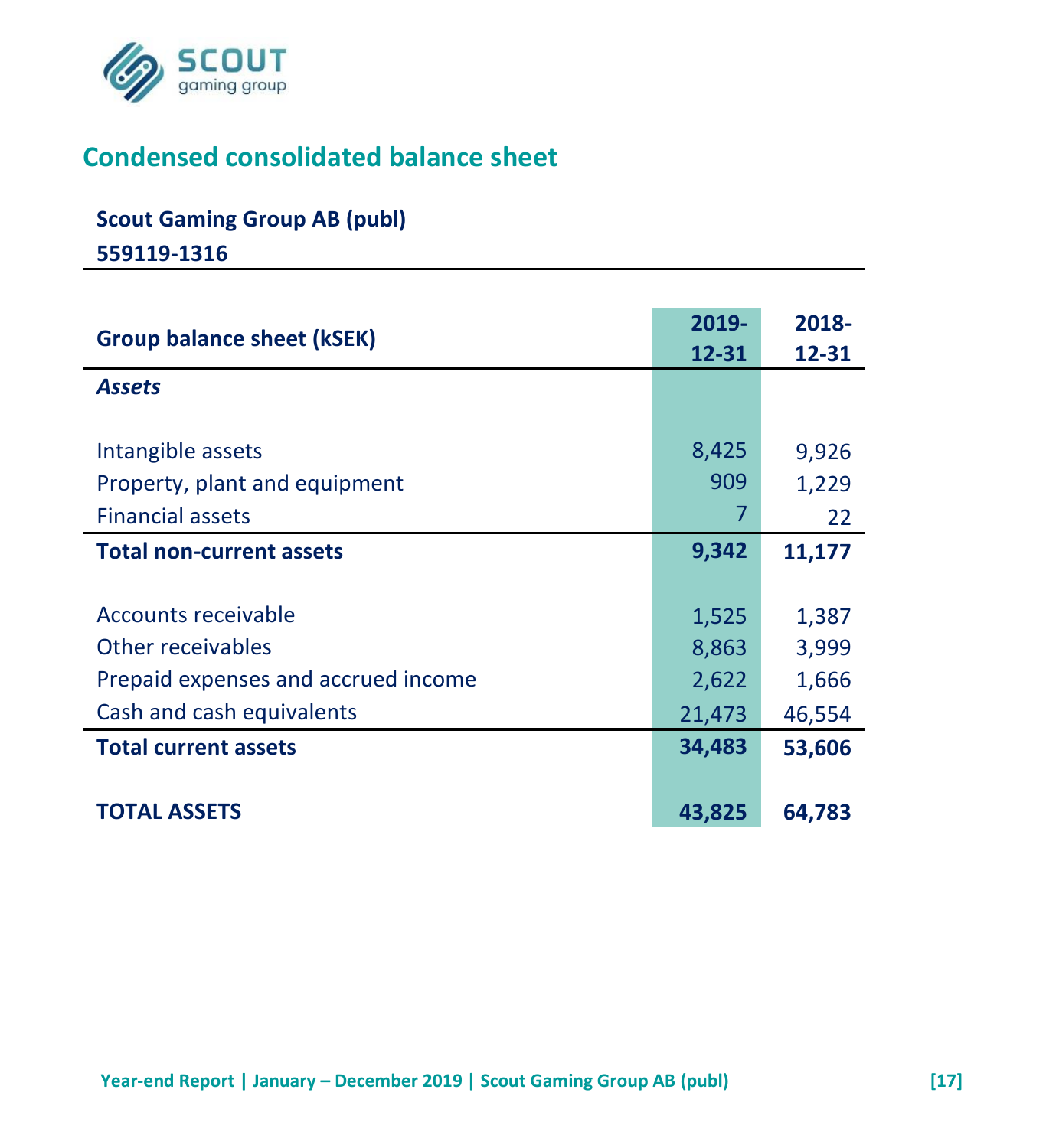## Condensed consolidated balance sheet

**Scout Gaming Group AB (publ)**
**559119-1316**

| Group balance sheet (kSEK) | 2019-12-31 | 2018-12-31 |
|---|---|---|
| ***Assets*** | | |
| Intangible assets | 8,425 | 9,926 |
| Property, plant and equipment | 909 | 1,229 |
| Financial assets | 7 | 22 |
| **Total non-current assets** | **9,342** | **11,177** |
| Accounts receivable | 1,525 | 1,387 |
| Other receivables | 8,863 | 3,999 |
| Prepaid expenses and accrued income | 2,622 | 1,666 |
| Cash and cash equivalents | 21,473 | 46,554 |
| **Total current assets** | **34,483** | **53,606** |
| **TOTAL ASSETS** | **43,825** | **64,783** |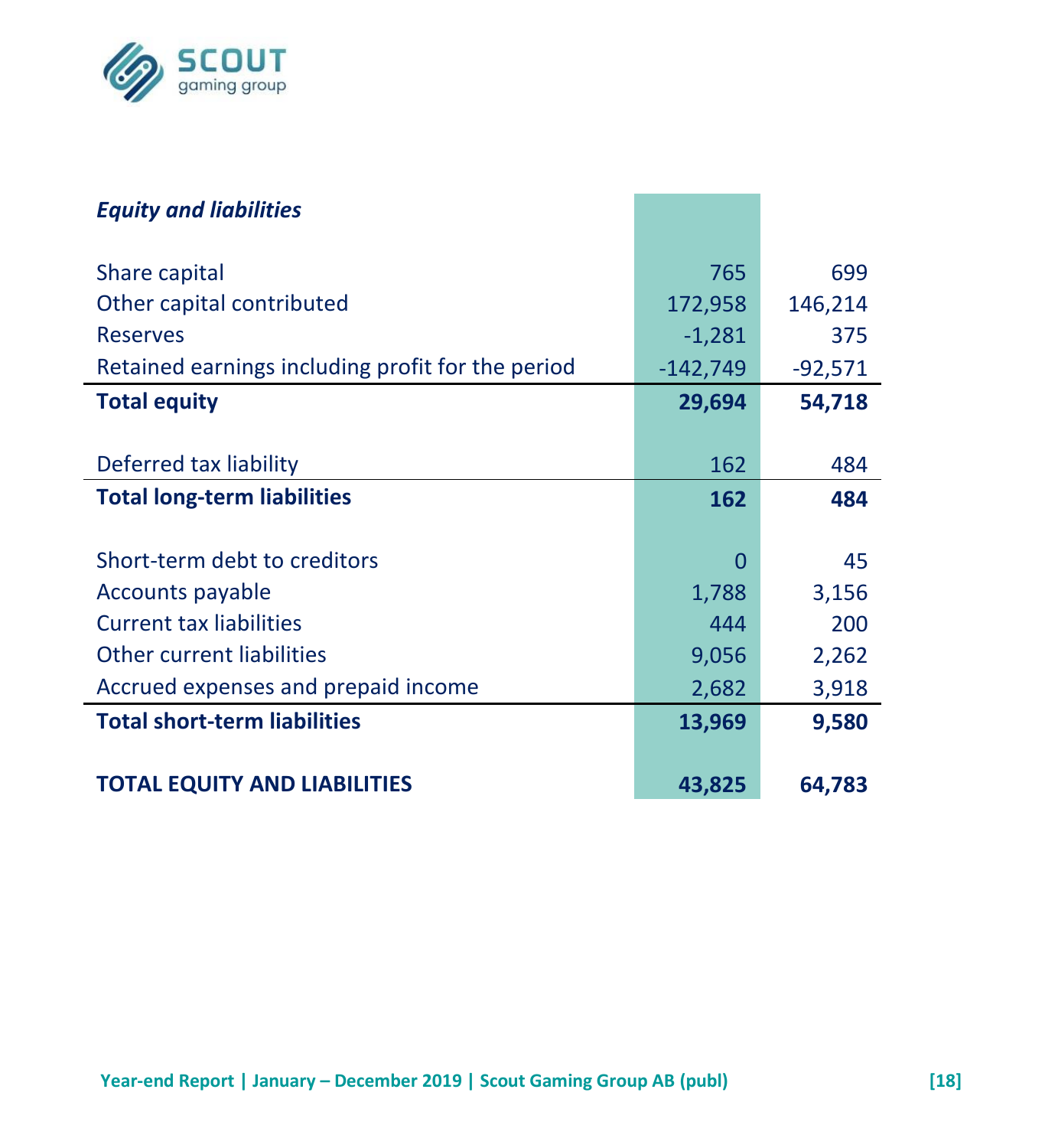| *Equity and liabilities* | | |
|---|---|---|
| Share capital | 765 | 699 |
| Other capital contributed | 172,958 | 146,214 |
| Reserves | -1,281 | 375 |
| Retained earnings including profit for the period | -142,749 | -92,571 |
| **Total equity** | **29,694** | **54,718** |
| | | |
| Deferred tax liability | 162 | 484 |
| **Total long-term liabilities** | **162** | **484** |
| | | |
| Short-term debt to creditors | 0 | 45 |
| Accounts payable | 1,788 | 3,156 |
| Current tax liabilities | 444 | 200 |
| Other current liabilities | 9,056 | 2,262 |
| Accrued expenses and prepaid income | 2,682 | 3,918 |
| **Total short-term liabilities** | **13,969** | **9,580** |
| | | |
| **TOTAL EQUITY AND LIABILITIES** | **43,825** | **64,783** |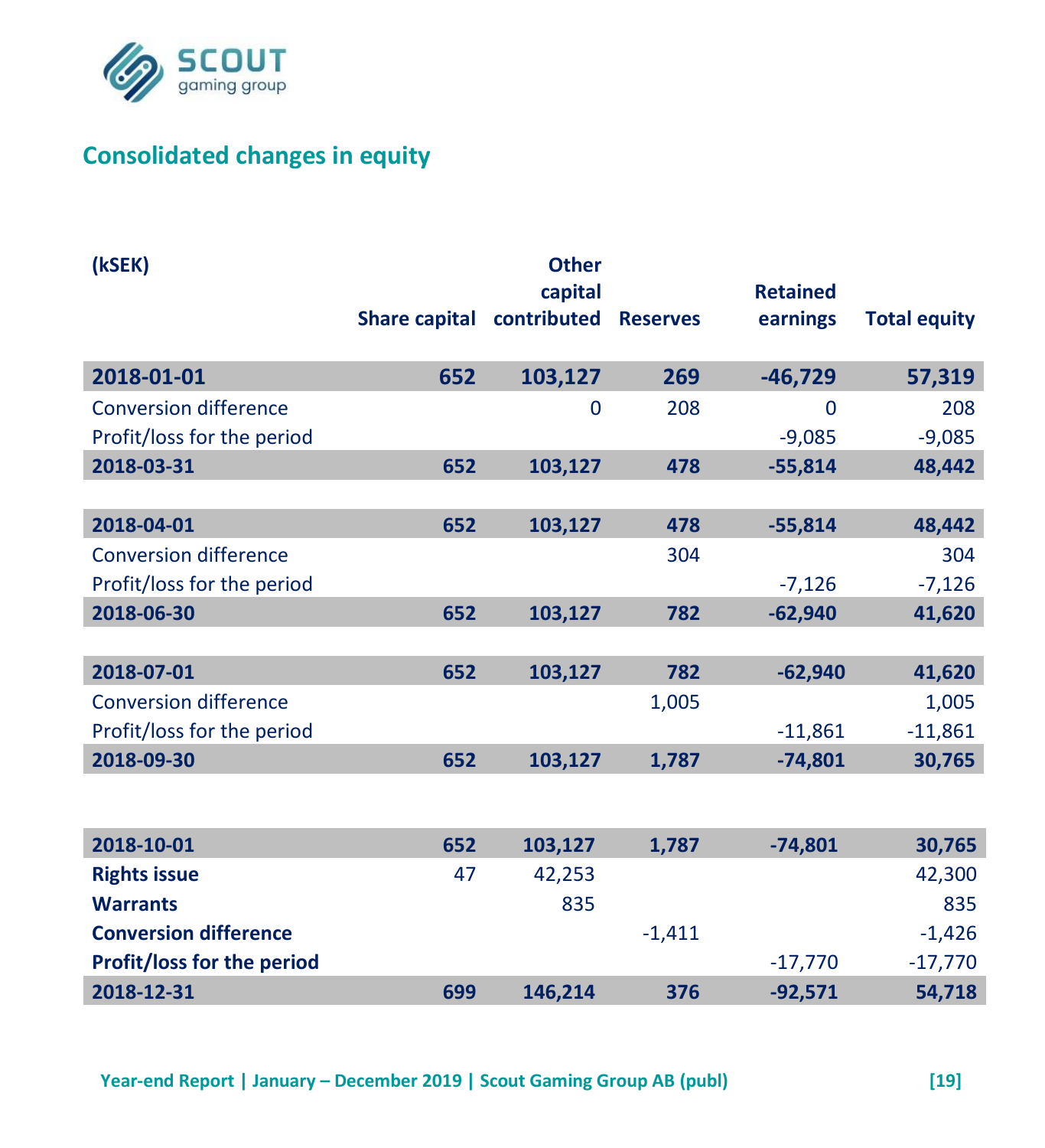## Consolidated changes in equity

| (kSEK) | Share capital | Other capital contributed | Reserves | Retained earnings | Total equity |
|---|---|---|---|---|---|
| **2018-01-01** | **652** | **103,127** | **269** | **-46,729** | **57,319** |
| Conversion difference | | 0 | 208 | 0 | 208 |
| Profit/loss for the period | | | | -9,085 | -9,085 |
| **2018-03-31** | **652** | **103,127** | **478** | **-55,814** | **48,442** |
| | | | | | |
| **2018-04-01** | **652** | **103,127** | **478** | **-55,814** | **48,442** |
| Conversion difference | | | 304 | | 304 |
| Profit/loss for the period | | | | -7,126 | -7,126 |
| **2018-06-30** | **652** | **103,127** | **782** | **-62,940** | **41,620** |
| | | | | | |
| **2018-07-01** | **652** | **103,127** | **782** | **-62,940** | **41,620** |
| Conversion difference | | | 1,005 | | 1,005 |
| Profit/loss for the period | | | | -11,861 | -11,861 |
| **2018-09-30** | **652** | **103,127** | **1,787** | **-74,801** | **30,765** |
| | | | | | |
| **2018-10-01** | **652** | **103,127** | **1,787** | **-74,801** | **30,765** |
| **Rights issue** | 47 | 42,253 | | | 42,300 |
| **Warrants** | | 835 | | | 835 |
| **Conversion difference** | | | -1,411 | | -1,426 |
| **Profit/loss for the period** | | | | -17,770 | -17,770 |
| **2018-12-31** | **699** | **146,214** | **376** | **-92,571** | **54,718** |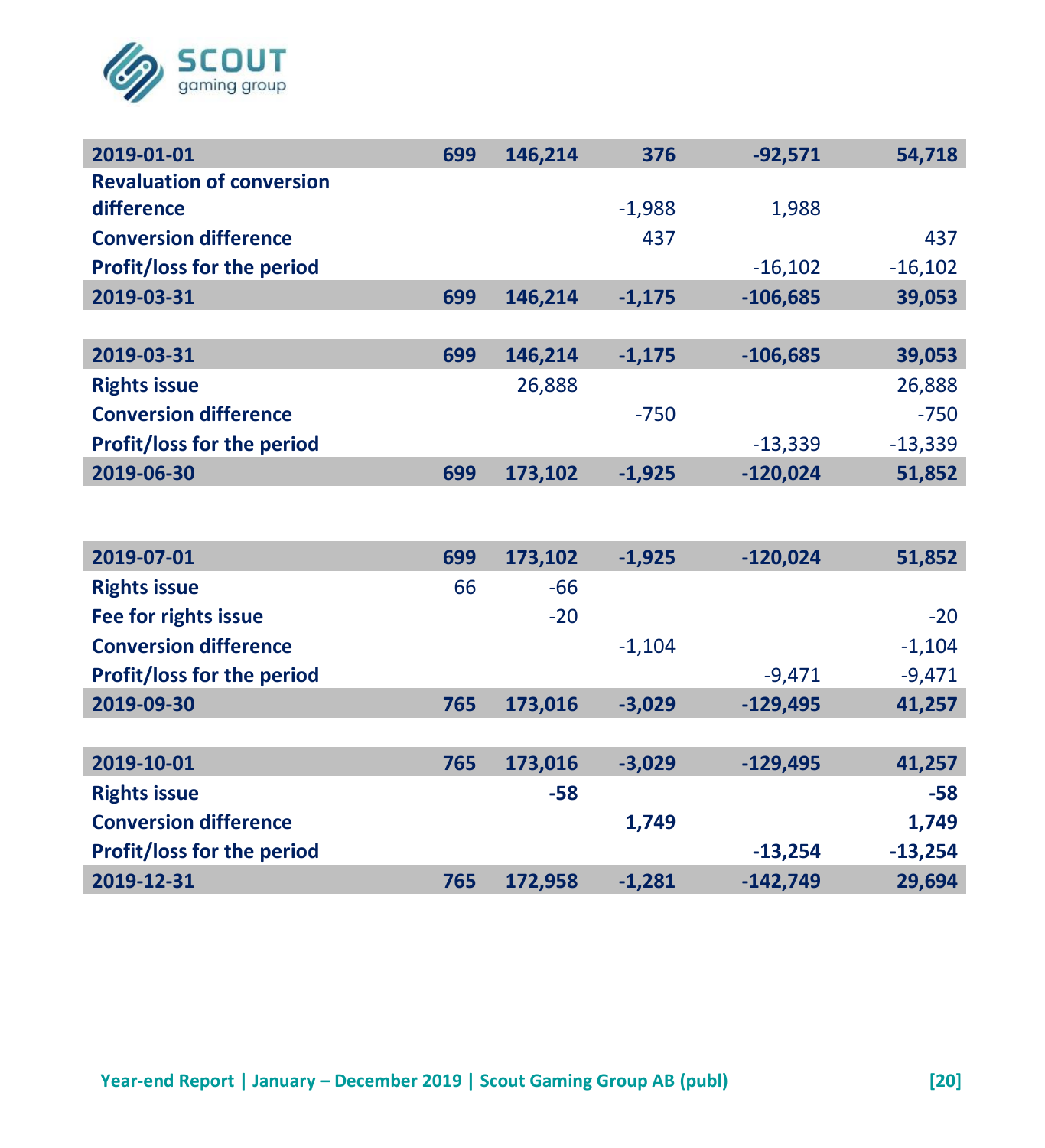| | | | | | |
|---|---|---|---|---|---|
| **2019-01-01** | **699** | **146,214** | **376** | **-92,571** | **54,718** |
| **Revaluation of conversion difference** | | | -1,988 | 1,988 | |
| **Conversion difference** | | | 437 | | 437 |
| **Profit/loss for the period** | | | | -16,102 | -16,102 |
| **2019-03-31** | **699** | **146,214** | **-1,175** | **-106,685** | **39,053** |

| | | | | | |
|---|---|---|---|---|---|
| **2019-03-31** | **699** | **146,214** | **-1,175** | **-106,685** | **39,053** |
| **Rights issue** | | 26,888 | | | 26,888 |
| **Conversion difference** | | | -750 | | -750 |
| **Profit/loss for the period** | | | | -13,339 | -13,339 |
| **2019-06-30** | **699** | **173,102** | **-1,925** | **-120,024** | **51,852** |

| | | | | | |
|---|---|---|---|---|---|
| **2019-07-01** | **699** | **173,102** | **-1,925** | **-120,024** | **51,852** |
| **Rights issue** | 66 | -66 | | | |
| **Fee for rights issue** | | -20 | | | -20 |
| **Conversion difference** | | | -1,104 | | -1,104 |
| **Profit/loss for the period** | | | | -9,471 | -9,471 |
| **2019-09-30** | **765** | **173,016** | **-3,029** | **-129,495** | **41,257** |

| | | | | | |
|---|---|---|---|---|---|
| **2019-10-01** | **765** | **173,016** | **-3,029** | **-129,495** | **41,257** |
| **Rights issue** | | **-58** | | | **-58** |
| **Conversion difference** | | | **1,749** | | **1,749** |
| **Profit/loss for the period** | | | | **-13,254** | **-13,254** |
| **2019-12-31** | **765** | **172,958** | **-1,281** | **-142,749** | **29,694** |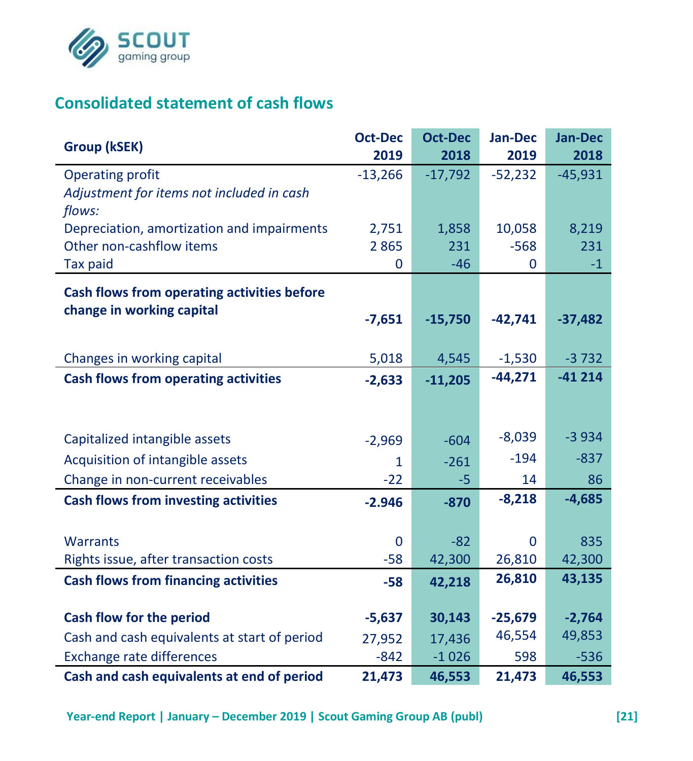## Consolidated statement of cash flows

| Group (kSEK) | Oct-Dec 2019 | Oct-Dec 2018 | Jan-Dec 2019 | Jan-Dec 2018 |
|---|---|---|---|---|
| Operating profit | -13,266 | -17,792 | -52,232 | -45,931 |
| *Adjustment for items not included in cash flows:* | | | | |
| Depreciation, amortization and impairments | 2,751 | 1,858 | 10,058 | 8,219 |
| Other non-cashflow items | 2 865 | 231 | -568 | 231 |
| Tax paid | 0 | -46 | 0 | -1 |
| **Cash flows from operating activities before change in working capital** | **-7,651** | **-15,750** | **-42,741** | **-37,482** |
| Changes in working capital | 5,018 | 4,545 | -1,530 | -3 732 |
| **Cash flows from operating activities** | **-2,633** | **-11,205** | **-44,271** | **-41 214** |
| Capitalized intangible assets | -2,969 | -604 | -8,039 | -3 934 |
| Acquisition of intangible assets | 1 | -261 | -194 | -837 |
| Change in non-current receivables | -22 | -5 | 14 | 86 |
| **Cash flows from investing activities** | **-2.946** | **-870** | **-8,218** | **-4,685** |
| Warrants | 0 | -82 | 0 | 835 |
| Rights issue, after transaction costs | -58 | 42,300 | 26,810 | 42,300 |
| **Cash flows from financing activities** | **-58** | **42,218** | **26,810** | **43,135** |
| **Cash flow for the period** | **-5,637** | **30,143** | **-25,679** | **-2,764** |
| Cash and cash equivalents at start of period | 27,952 | 17,436 | 46,554 | 49,853 |
| Exchange rate differences | -842 | -1 026 | 598 | -536 |
| **Cash and cash equivalents at end of period** | **21,473** | **46,553** | **21,473** | **46,553** |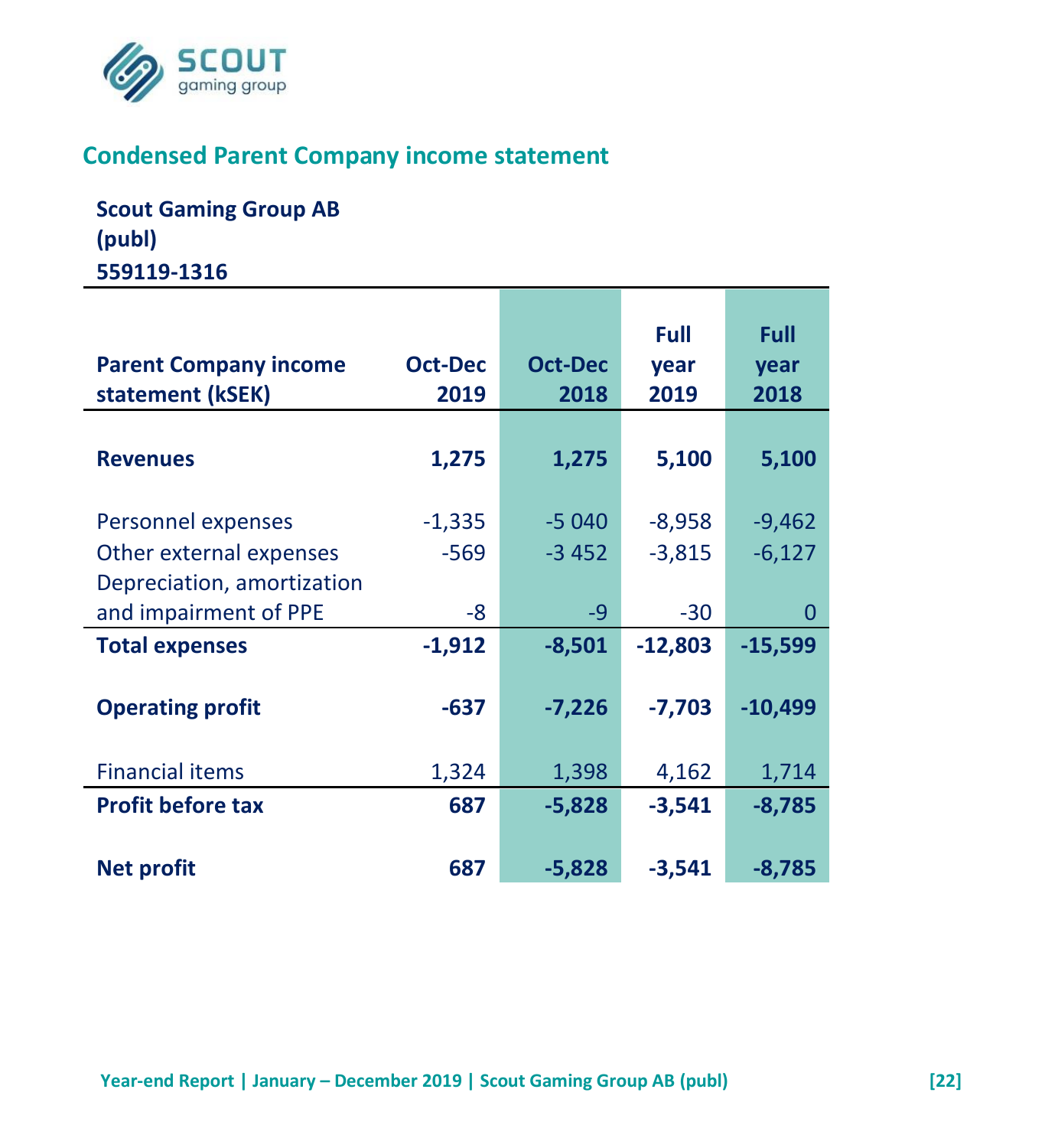## Condensed Parent Company income statement

**Scout Gaming Group AB (publ)**
**559119-1316**

| **Parent Company income statement (kSEK)** | **Oct-Dec 2019** | **Oct-Dec 2018** | **Full year 2019** | **Full year 2018** |
|---|---|---|---|---|
| **Revenues** | **1,275** | **1,275** | **5,100** | **5,100** |
| Personnel expenses | -1,335 | -5 040 | -8,958 | -9,462 |
| Other external expenses | -569 | -3 452 | -3,815 | -6,127 |
| Depreciation, amortization and impairment of PPE | -8 | -9 | -30 | 0 |
| **Total expenses** | **-1,912** | **-8,501** | **-12,803** | **-15,599** |
| **Operating profit** | **-637** | **-7,226** | **-7,703** | **-10,499** |
| Financial items | 1,324 | 1,398 | 4,162 | 1,714 |
| **Profit before tax** | **687** | **-5,828** | **-3,541** | **-8,785** |
| **Net profit** | **687** | **-5,828** | **-3,541** | **-8,785** |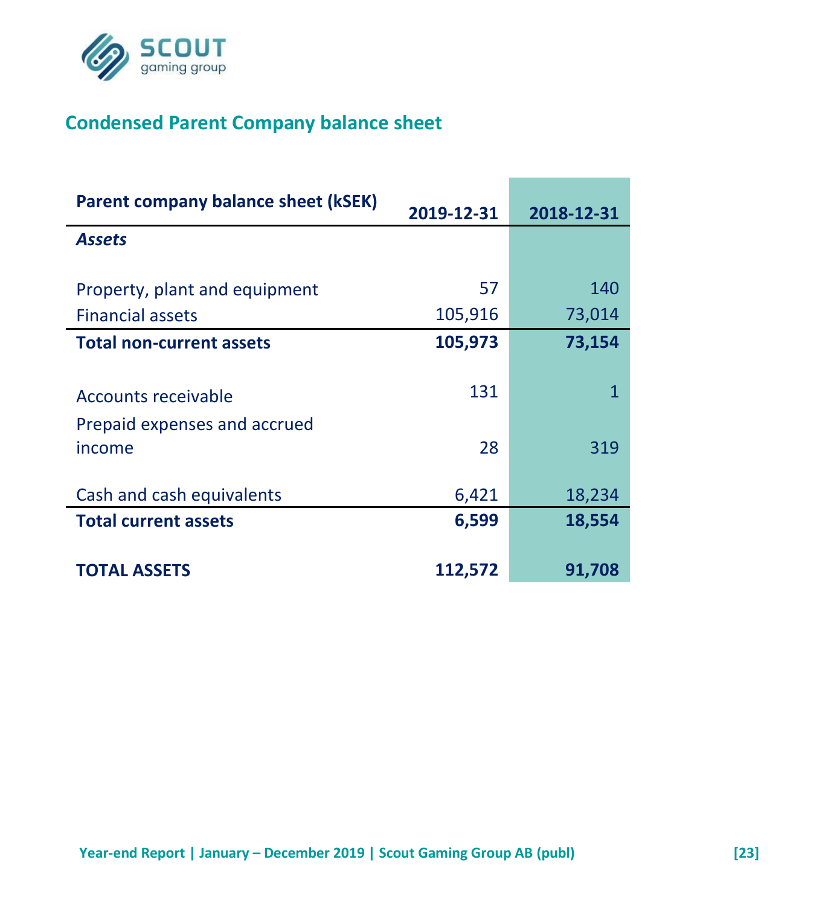## Condensed Parent Company balance sheet

| Parent company balance sheet (kSEK) | 2019-12-31 | 2018-12-31 |
|---|---|---|
| *Assets* | | |
| Property, plant and equipment | 57 | 140 |
| Financial assets | 105,916 | 73,014 |
| **Total non-current assets** | **105,973** | **73,154** |
| Accounts receivable | 131 | 1 |
| Prepaid expenses and accrued income | 28 | 319 |
| Cash and cash equivalents | 6,421 | 18,234 |
| **Total current assets** | **6,599** | **18,554** |
| **TOTAL ASSETS** | **112,572** | **91,708** |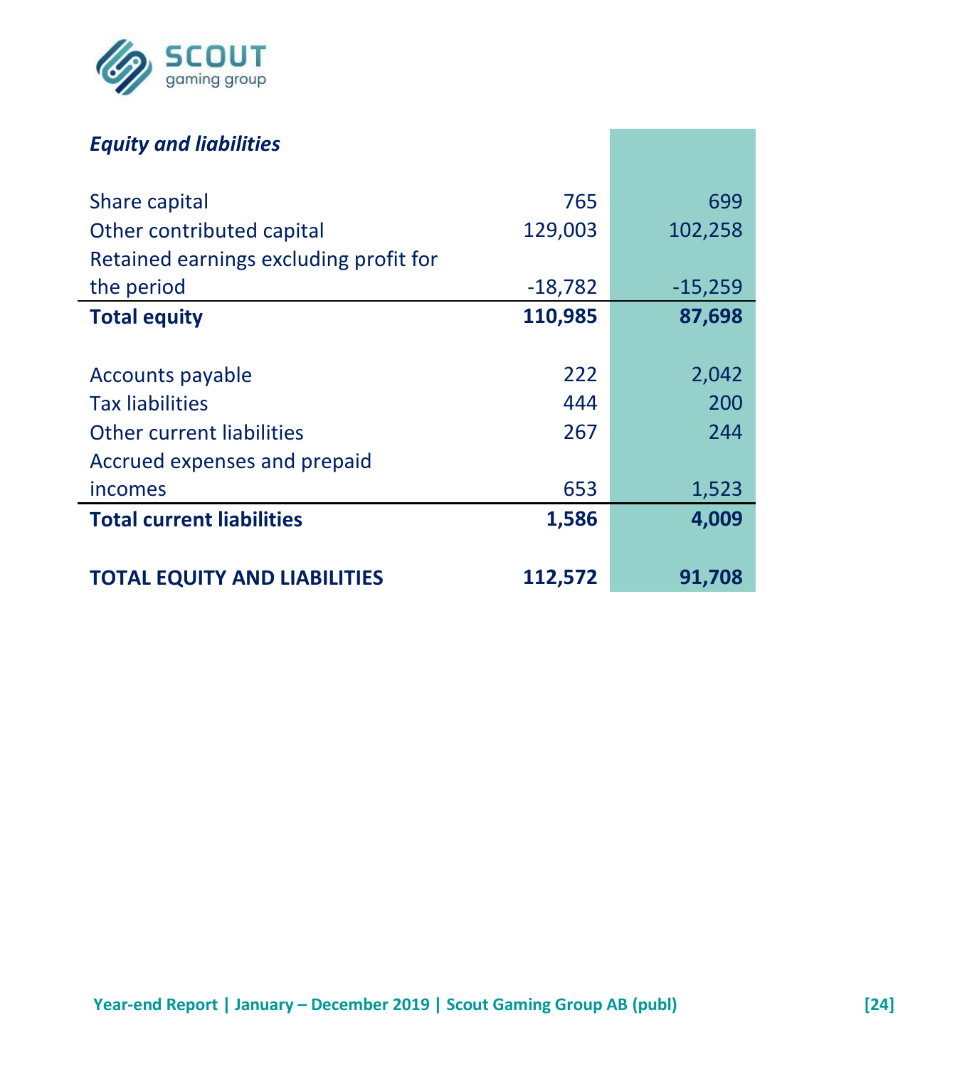| *Equity and liabilities* | | |
|---|---|---|
| Share capital | 765 | 699 |
| Other contributed capital | 129,003 | 102,258 |
| Retained earnings excluding profit for the period | -18,782 | -15,259 |
| **Total equity** | **110,985** | **87,698** |
| | | |
| Accounts payable | 222 | 2,042 |
| Tax liabilities | 444 | 200 |
| Other current liabilities | 267 | 244 |
| Accrued expenses and prepaid incomes | 653 | 1,523 |
| **Total current liabilities** | **1,586** | **4,009** |
| | | |
| **TOTAL EQUITY AND LIABILITIES** | **112,572** | **91,708** |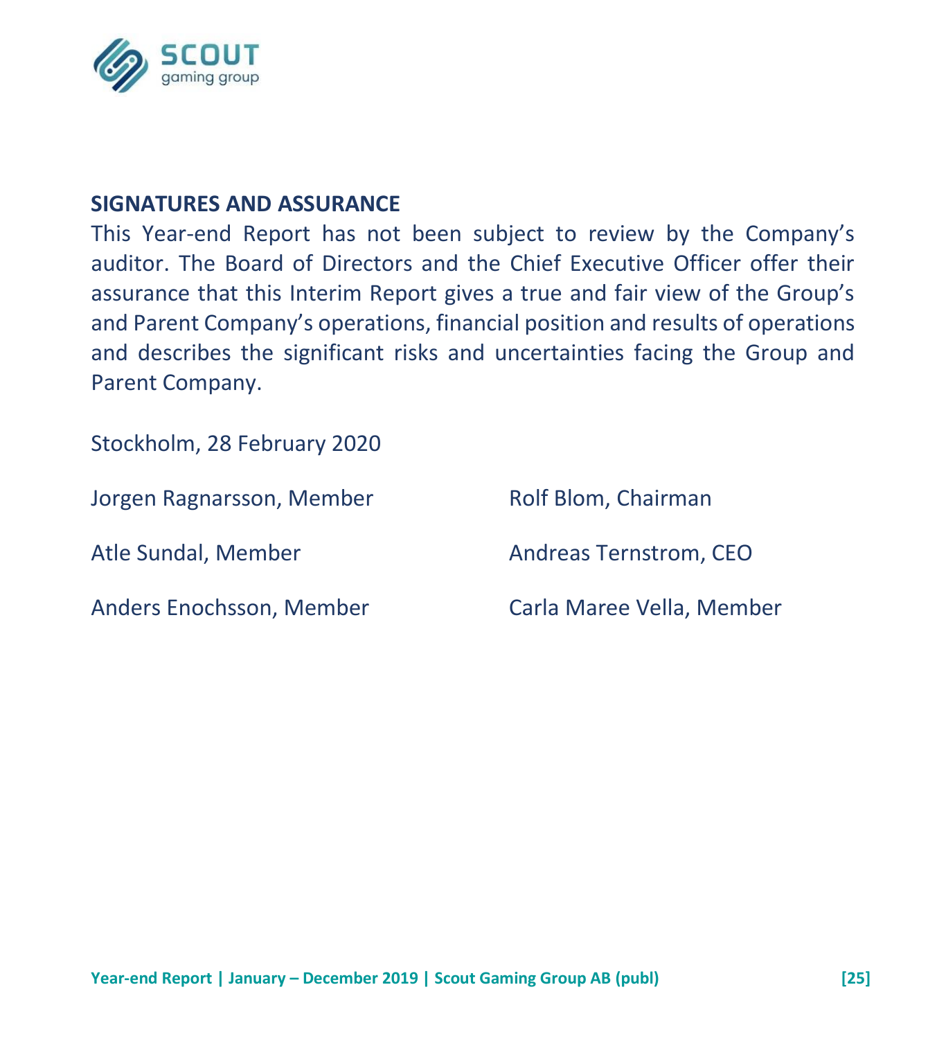## SIGNATURES AND ASSURANCE

This Year-end Report has not been subject to review by the Company's auditor. The Board of Directors and the Chief Executive Officer offer their assurance that this Interim Report gives a true and fair view of the Group's and Parent Company's operations, financial position and results of operations and describes the significant risks and uncertainties facing the Group and Parent Company.

Stockholm, 28 February 2020

Jorgen Ragnarsson, Member

Rolf Blom, Chairman

Atle Sundal, Member

Andreas Ternstrom, CEO

Anders Enochsson, Member

Carla Maree Vella, Member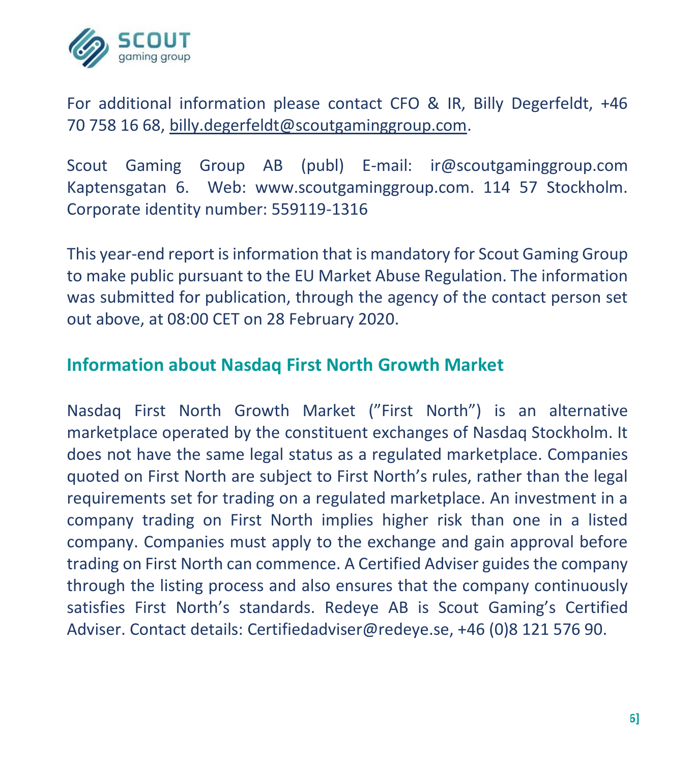For additional information please contact CFO & IR, Billy Degerfeldt, +46 70 758 16 68, billy.degerfeldt@scoutgaminggroup.com.

Scout Gaming Group AB (publ) E-mail: ir@scoutgaminggroup.com Kaptensgatan 6. Web: www.scoutgaminggroup.com. 114 57 Stockholm. Corporate identity number: 559119-1316

This year-end report is information that is mandatory for Scout Gaming Group to make public pursuant to the EU Market Abuse Regulation. The information was submitted for publication, through the agency of the contact person set out above, at 08:00 CET on 28 February 2020.

## Information about Nasdaq First North Growth Market

Nasdaq First North Growth Market ("First North") is an alternative marketplace operated by the constituent exchanges of Nasdaq Stockholm. It does not have the same legal status as a regulated marketplace. Companies quoted on First North are subject to First North's rules, rather than the legal requirements set for trading on a regulated marketplace. An investment in a company trading on First North implies higher risk than one in a listed company. Companies must apply to the exchange and gain approval before trading on First North can commence. A Certified Adviser guides the company through the listing process and also ensures that the company continuously satisfies First North's standards. Redeye AB is Scout Gaming's Certified Adviser. Contact details: Certifiedadviser@redeye.se, +46 (0)8 121 576 90.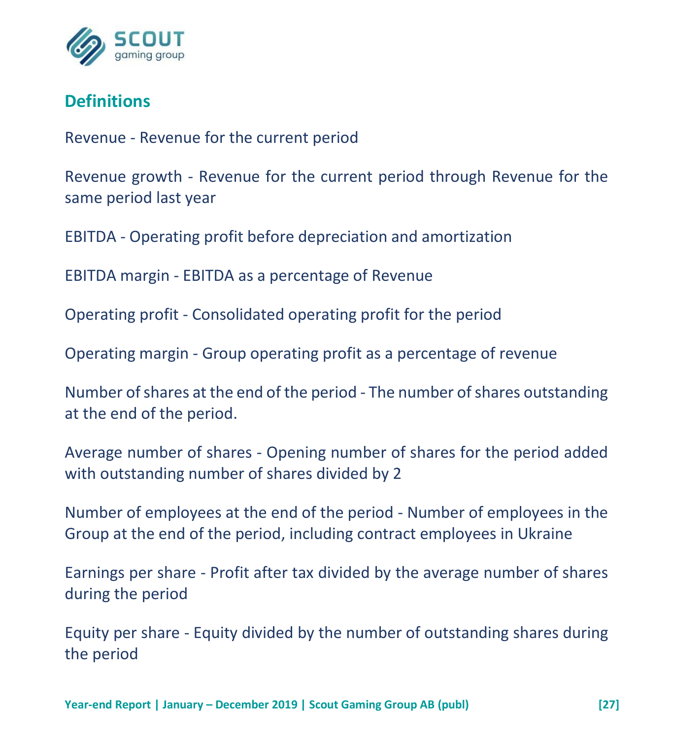## Definitions

Revenue - Revenue for the current period

Revenue growth - Revenue for the current period through Revenue for the same period last year

EBITDA - Operating profit before depreciation and amortization

EBITDA margin - EBITDA as a percentage of Revenue

Operating profit - Consolidated operating profit for the period

Operating margin - Group operating profit as a percentage of revenue

Number of shares at the end of the period - The number of shares outstanding at the end of the period.

Average number of shares - Opening number of shares for the period added with outstanding number of shares divided by 2

Number of employees at the end of the period - Number of employees in the Group at the end of the period, including contract employees in Ukraine

Earnings per share - Profit after tax divided by the average number of shares during the period

Equity per share - Equity divided by the number of outstanding shares during the period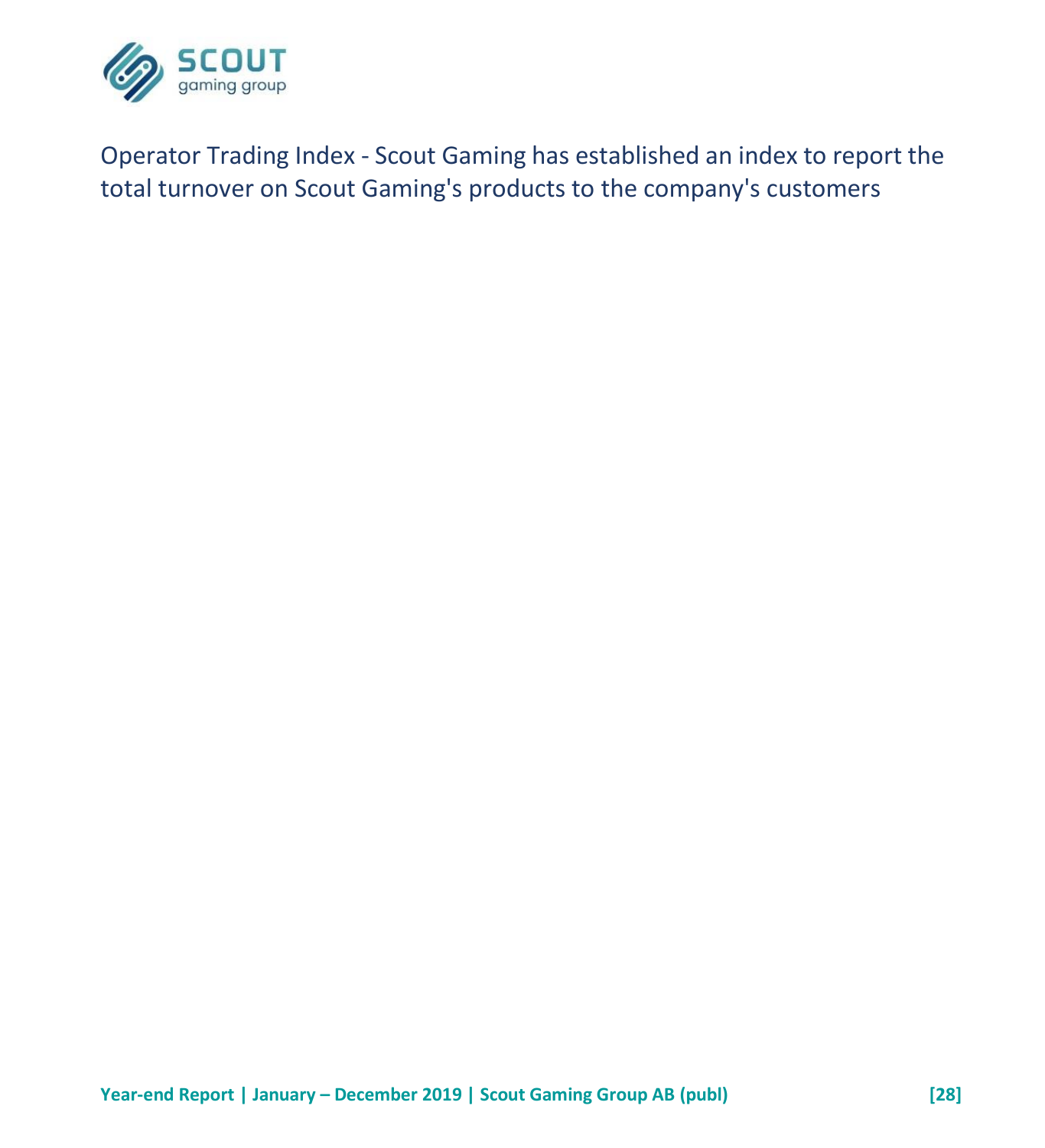Operator Trading Index - Scout Gaming has established an index to report the total turnover on Scout Gaming's products to the company's customers